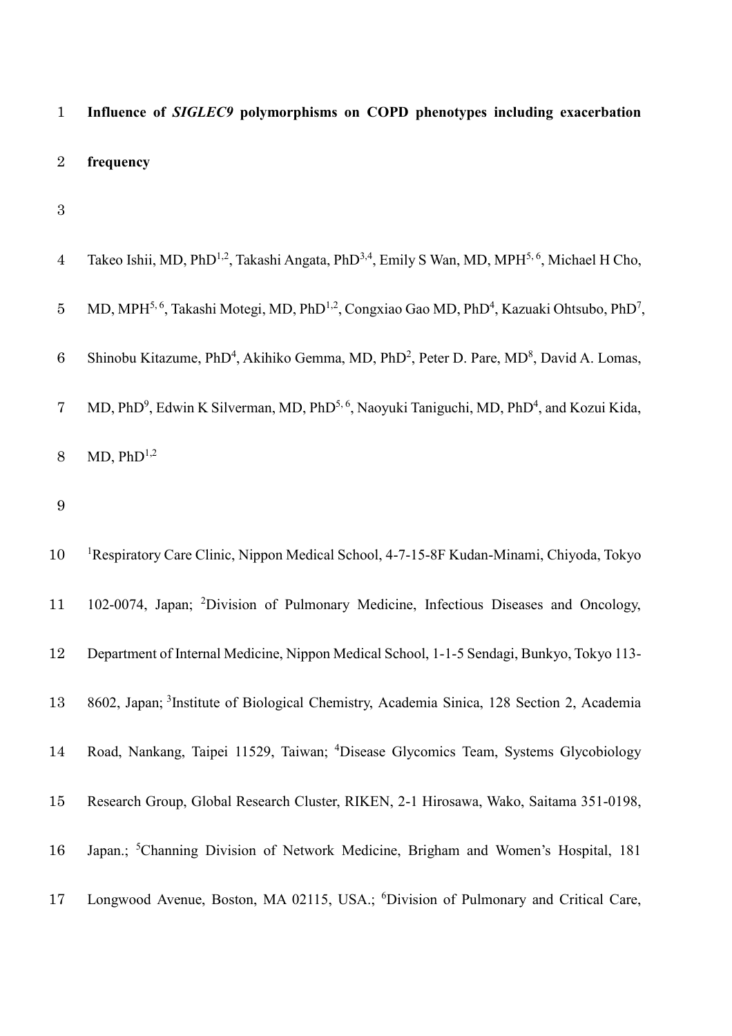**Influence of *SIGLEC9* polymorphisms on COPD phenotypes including exacerbation frequency**

Takeo Ishii, MD, PhD[1,2], Takashi Angata, PhD[3,4], Emily S Wan, MD, MPH[5,6], Michael H Cho, MD, MPH[5,6], Takashi Motegi, MD, PhD[1,2], Congxiao Gao MD, PhD[4], Kazuaki Ohtsubo, PhD[7], Shinobu Kitazume, PhD[4], Akihiko Gemma, MD, PhD[2], Peter D. Pare, MD[8], David A. Lomas, MD, PhD[9], Edwin K Silverman, MD, PhD[5,6], Naoyuki Taniguchi, MD, PhD[4], and Kozui Kida, MD, PhD[1,2]

[1]Respiratory Care Clinic, Nippon Medical School, 4-7-15-8F Kudan-Minami, Chiyoda, Tokyo 102-0074, Japan; [2]Division of Pulmonary Medicine, Infectious Diseases and Oncology, Department of Internal Medicine, Nippon Medical School, 1-1-5 Sendagi, Bunkyo, Tokyo 113-8602, Japan; [3]Institute of Biological Chemistry, Academia Sinica, 128 Section 2, Academia Road, Nankang, Taipei 11529, Taiwan; [4]Disease Glycomics Team, Systems Glycobiology Research Group, Global Research Cluster, RIKEN, 2-1 Hirosawa, Wako, Saitama 351-0198, Japan.; [5]Channing Division of Network Medicine, Brigham and Women's Hospital, 181 Longwood Avenue, Boston, MA 02115, USA.; [6]Division of Pulmonary and Critical Care,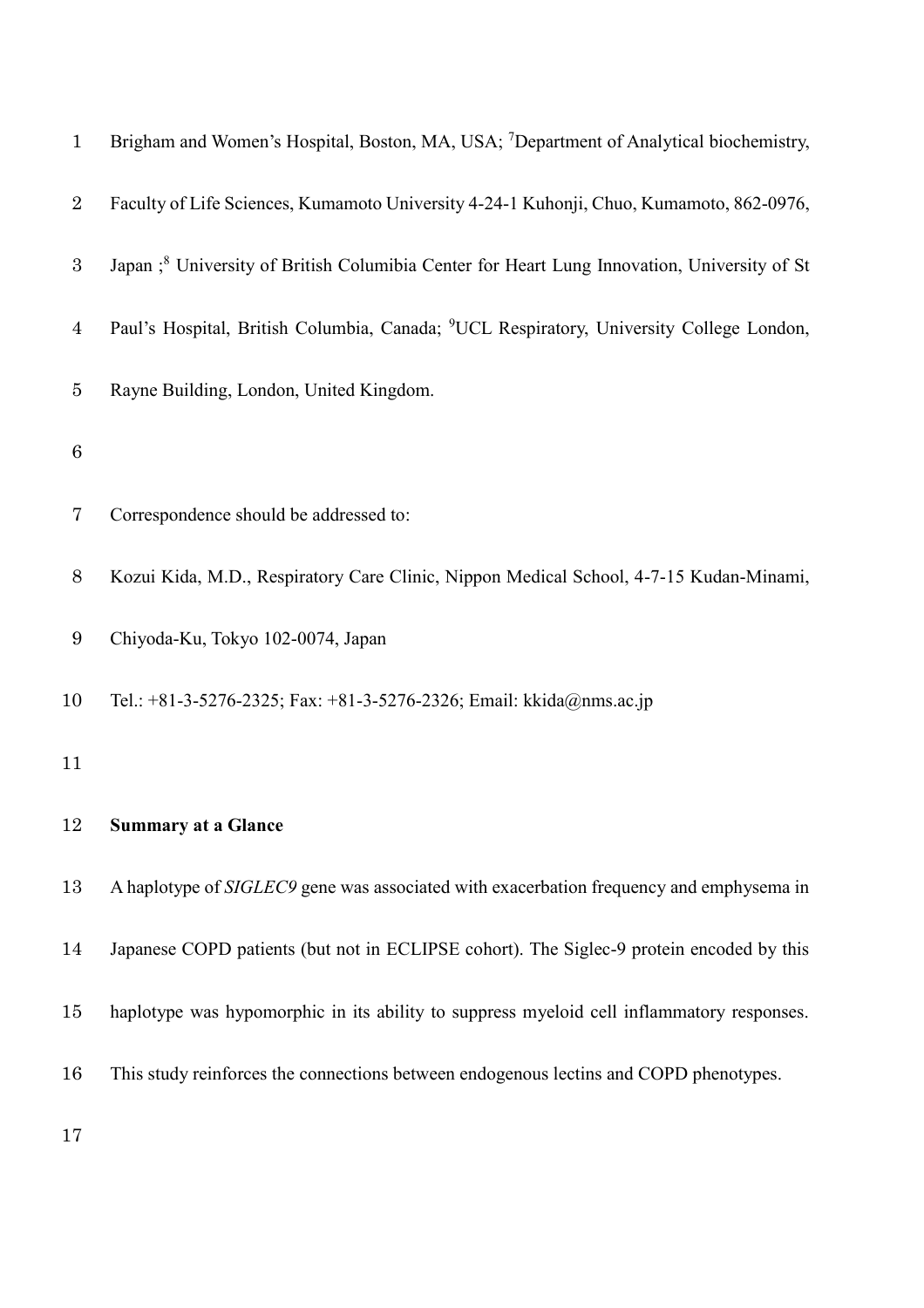Brigham and Women's Hospital, Boston, MA, USA; [7]Department of Analytical biochemistry, Faculty of Life Sciences, Kumamoto University 4-24-1 Kuhonji, Chuo, Kumamoto, 862-0976, Japan ;[8] University of British Columibia Center for Heart Lung Innovation, University of St Paul's Hospital, British Columbia, Canada; [9]UCL Respiratory, University College London, Rayne Building, London, United Kingdom.

Correspondence should be addressed to:

Kozui Kida, M.D., Respiratory Care Clinic, Nippon Medical School, 4-7-15 Kudan-Minami, Chiyoda-Ku, Tokyo 102-0074, Japan

Tel.: +81-3-5276-2325; Fax: +81-3-5276-2326; Email: kkida@nms.ac.jp

**Summary at a Glance**

A haplotype of *SIGLEC9* gene was associated with exacerbation frequency and emphysema in Japanese COPD patients (but not in ECLIPSE cohort). The Siglec-9 protein encoded by this haplotype was hypomorphic in its ability to suppress myeloid cell inflammatory responses. This study reinforces the connections between endogenous lectins and COPD phenotypes.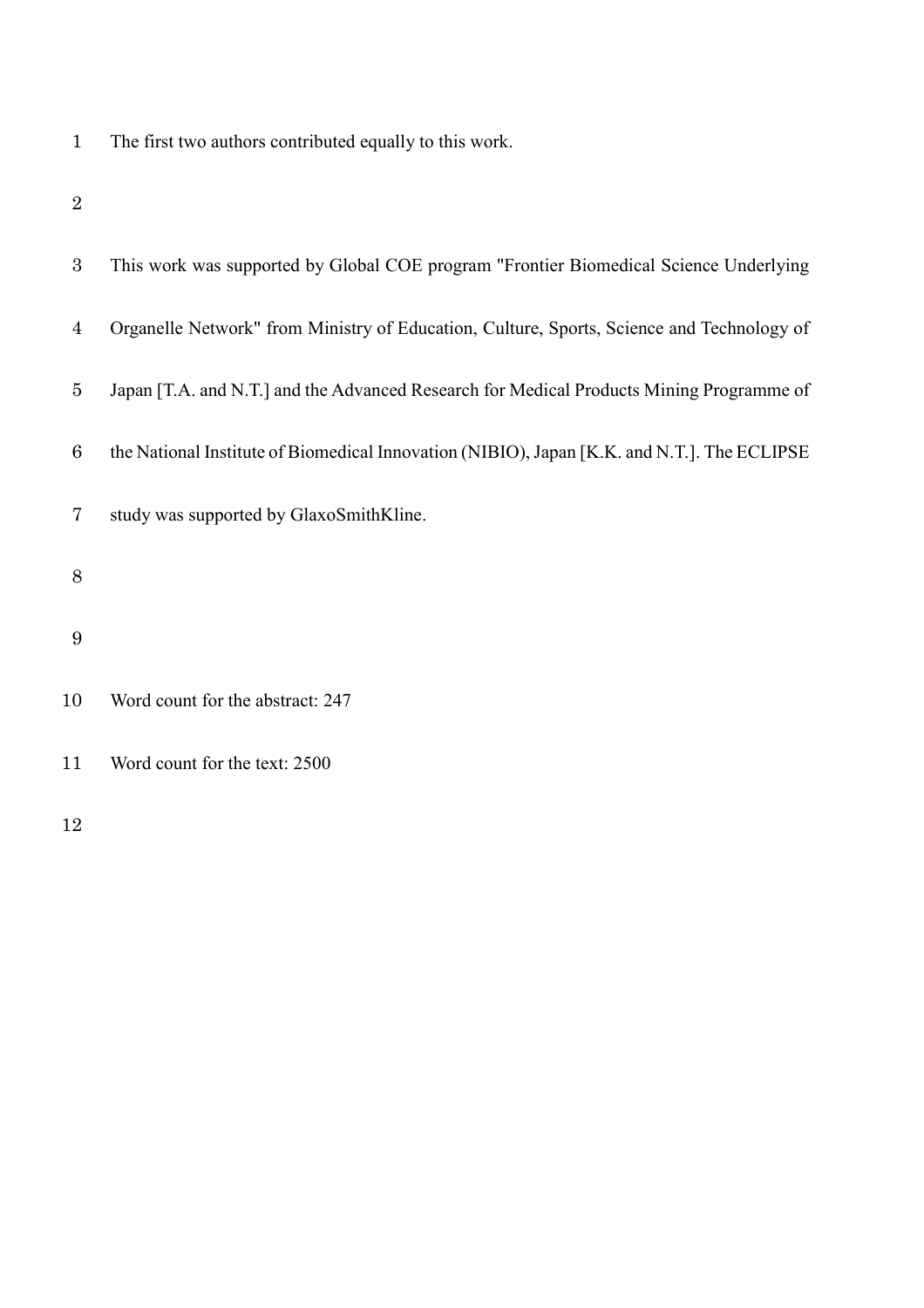The first two authors contributed equally to this work.

This work was supported by Global COE program "Frontier Biomedical Science Underlying Organelle Network" from Ministry of Education, Culture, Sports, Science and Technology of Japan [T.A. and N.T.] and the Advanced Research for Medical Products Mining Programme of the National Institute of Biomedical Innovation (NIBIO), Japan [K.K. and N.T.]. The ECLIPSE study was supported by GlaxoSmithKline.

Word count for the abstract: 247

Word count for the text: 2500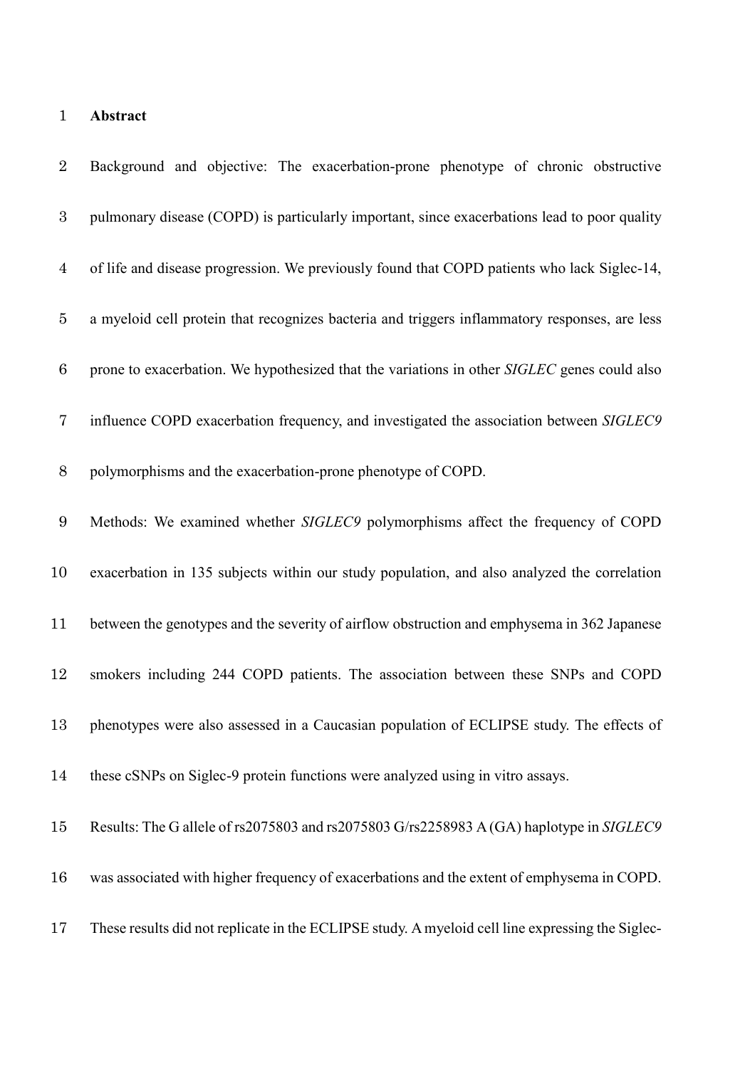**Abstract**

Background and objective: The exacerbation-prone phenotype of chronic obstructive pulmonary disease (COPD) is particularly important, since exacerbations lead to poor quality of life and disease progression. We previously found that COPD patients who lack Siglec-14, a myeloid cell protein that recognizes bacteria and triggers inflammatory responses, are less prone to exacerbation. We hypothesized that the variations in other *SIGLEC* genes could also influence COPD exacerbation frequency, and investigated the association between *SIGLEC9* polymorphisms and the exacerbation-prone phenotype of COPD.

Methods: We examined whether *SIGLEC9* polymorphisms affect the frequency of COPD exacerbation in 135 subjects within our study population, and also analyzed the correlation between the genotypes and the severity of airflow obstruction and emphysema in 362 Japanese smokers including 244 COPD patients. The association between these SNPs and COPD phenotypes were also assessed in a Caucasian population of ECLIPSE study. The effects of these cSNPs on Siglec-9 protein functions were analyzed using in vitro assays.

Results: The G allele of rs2075803 and rs2075803 G/rs2258983 A (GA) haplotype in *SIGLEC9* was associated with higher frequency of exacerbations and the extent of emphysema in COPD. These results did not replicate in the ECLIPSE study. A myeloid cell line expressing the Siglec-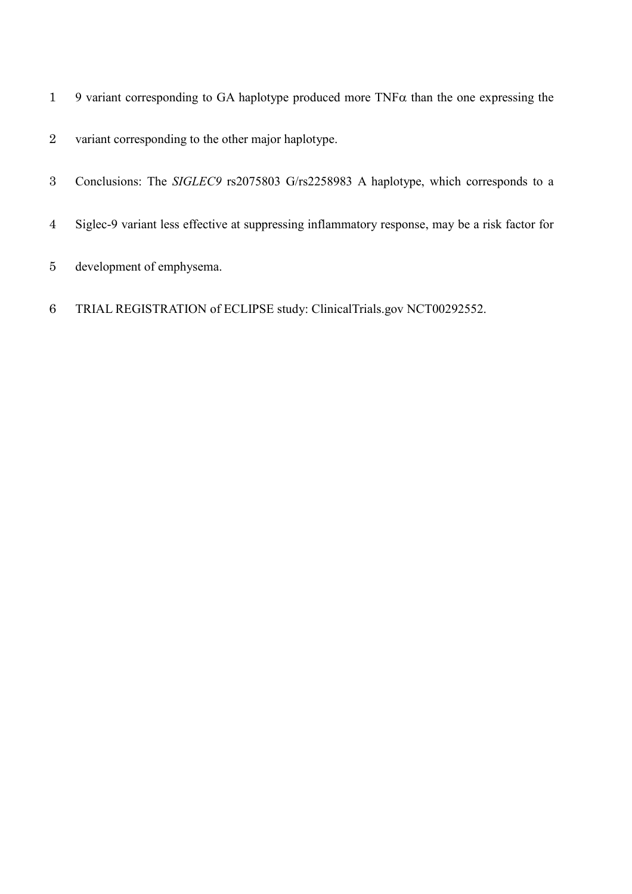9 variant corresponding to GA haplotype produced more TNFα than the one expressing the variant corresponding to the other major haplotype.

Conclusions: The *SIGLEC9* rs2075803 G/rs2258983 A haplotype, which corresponds to a Siglec-9 variant less effective at suppressing inflammatory response, may be a risk factor for development of emphysema.

TRIAL REGISTRATION of ECLIPSE study: ClinicalTrials.gov NCT00292552.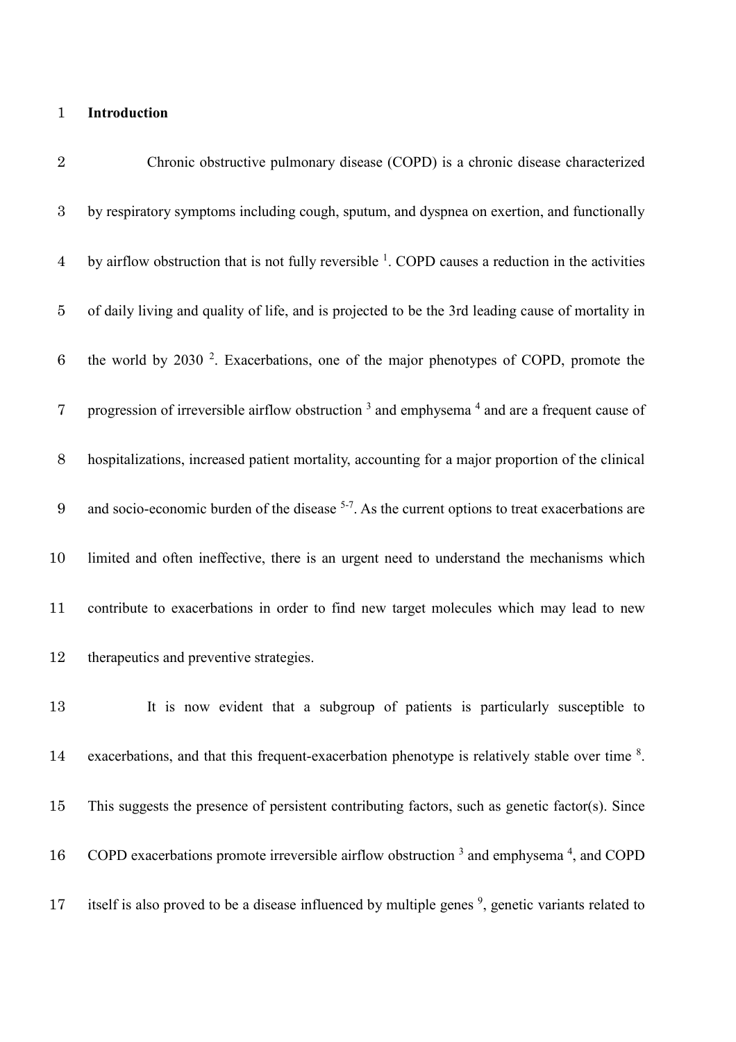## Introduction

Chronic obstructive pulmonary disease (COPD) is a chronic disease characterized by respiratory symptoms including cough, sputum, and dyspnea on exertion, and functionally by airflow obstruction that is not fully reversible [1]. COPD causes a reduction in the activities of daily living and quality of life, and is projected to be the 3rd leading cause of mortality in the world by 2030 [2]. Exacerbations, one of the major phenotypes of COPD, promote the progression of irreversible airflow obstruction [3] and emphysema [4] and are a frequent cause of hospitalizations, increased patient mortality, accounting for a major proportion of the clinical and socio-economic burden of the disease [5-7]. As the current options to treat exacerbations are limited and often ineffective, there is an urgent need to understand the mechanisms which contribute to exacerbations in order to find new target molecules which may lead to new therapeutics and preventive strategies.

It is now evident that a subgroup of patients is particularly susceptible to exacerbations, and that this frequent-exacerbation phenotype is relatively stable over time [8]. This suggests the presence of persistent contributing factors, such as genetic factor(s). Since COPD exacerbations promote irreversible airflow obstruction [3] and emphysema [4], and COPD itself is also proved to be a disease influenced by multiple genes [9], genetic variants related to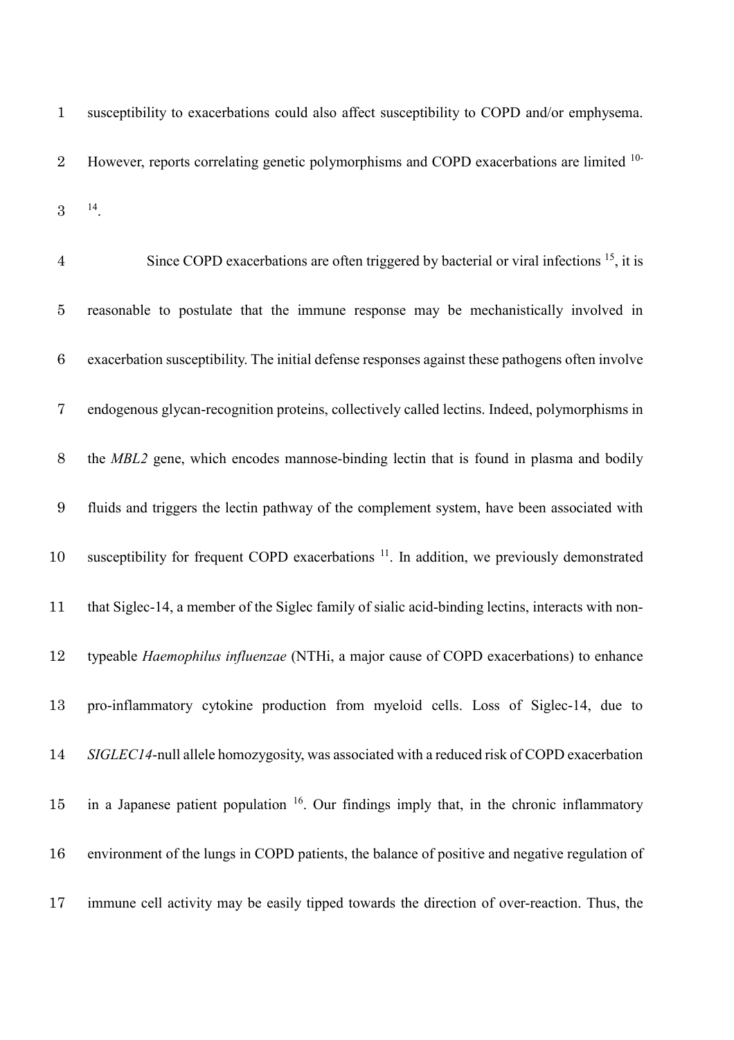susceptibility to exacerbations could also affect susceptibility to COPD and/or emphysema. However, reports correlating genetic polymorphisms and COPD exacerbations are limited [10-14].

Since COPD exacerbations are often triggered by bacterial or viral infections [15], it is reasonable to postulate that the immune response may be mechanistically involved in exacerbation susceptibility. The initial defense responses against these pathogens often involve endogenous glycan-recognition proteins, collectively called lectins. Indeed, polymorphisms in the *MBL2* gene, which encodes mannose-binding lectin that is found in plasma and bodily fluids and triggers the lectin pathway of the complement system, have been associated with susceptibility for frequent COPD exacerbations [11]. In addition, we previously demonstrated that Siglec-14, a member of the Siglec family of sialic acid-binding lectins, interacts with non-typeable *Haemophilus influenzae* (NTHi, a major cause of COPD exacerbations) to enhance pro-inflammatory cytokine production from myeloid cells. Loss of Siglec-14, due to *SIGLEC14*-null allele homozygosity, was associated with a reduced risk of COPD exacerbation in a Japanese patient population [16]. Our findings imply that, in the chronic inflammatory environment of the lungs in COPD patients, the balance of positive and negative regulation of immune cell activity may be easily tipped towards the direction of over-reaction. Thus, the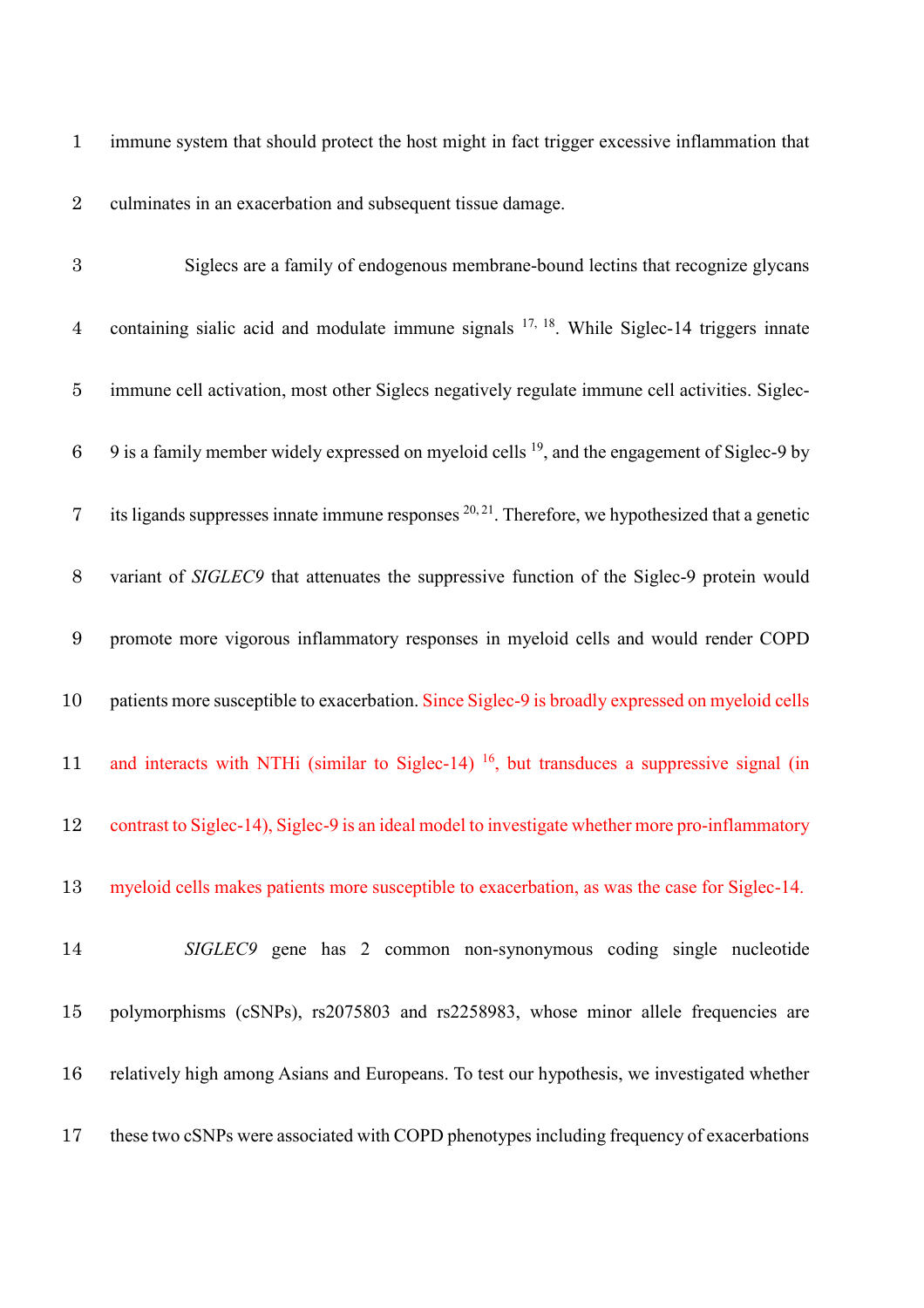immune system that should protect the host might in fact trigger excessive inflammation that culminates in an exacerbation and subsequent tissue damage.

Siglecs are a family of endogenous membrane-bound lectins that recognize glycans containing sialic acid and modulate immune signals [17, 18]. While Siglec-14 triggers innate immune cell activation, most other Siglecs negatively regulate immune cell activities. Siglec-9 is a family member widely expressed on myeloid cells [19], and the engagement of Siglec-9 by its ligands suppresses innate immune responses [20, 21]. Therefore, we hypothesized that a genetic variant of *SIGLEC9* that attenuates the suppressive function of the Siglec-9 protein would promote more vigorous inflammatory responses in myeloid cells and would render COPD patients more susceptible to exacerbation. Since Siglec-9 is broadly expressed on myeloid cells and interacts with NTHi (similar to Siglec-14) [16], but transduces a suppressive signal (in contrast to Siglec-14), Siglec-9 is an ideal model to investigate whether more pro-inflammatory myeloid cells makes patients more susceptible to exacerbation, as was the case for Siglec-14.

*SIGLEC9* gene has 2 common non-synonymous coding single nucleotide polymorphisms (cSNPs), rs2075803 and rs2258983, whose minor allele frequencies are relatively high among Asians and Europeans. To test our hypothesis, we investigated whether these two cSNPs were associated with COPD phenotypes including frequency of exacerbations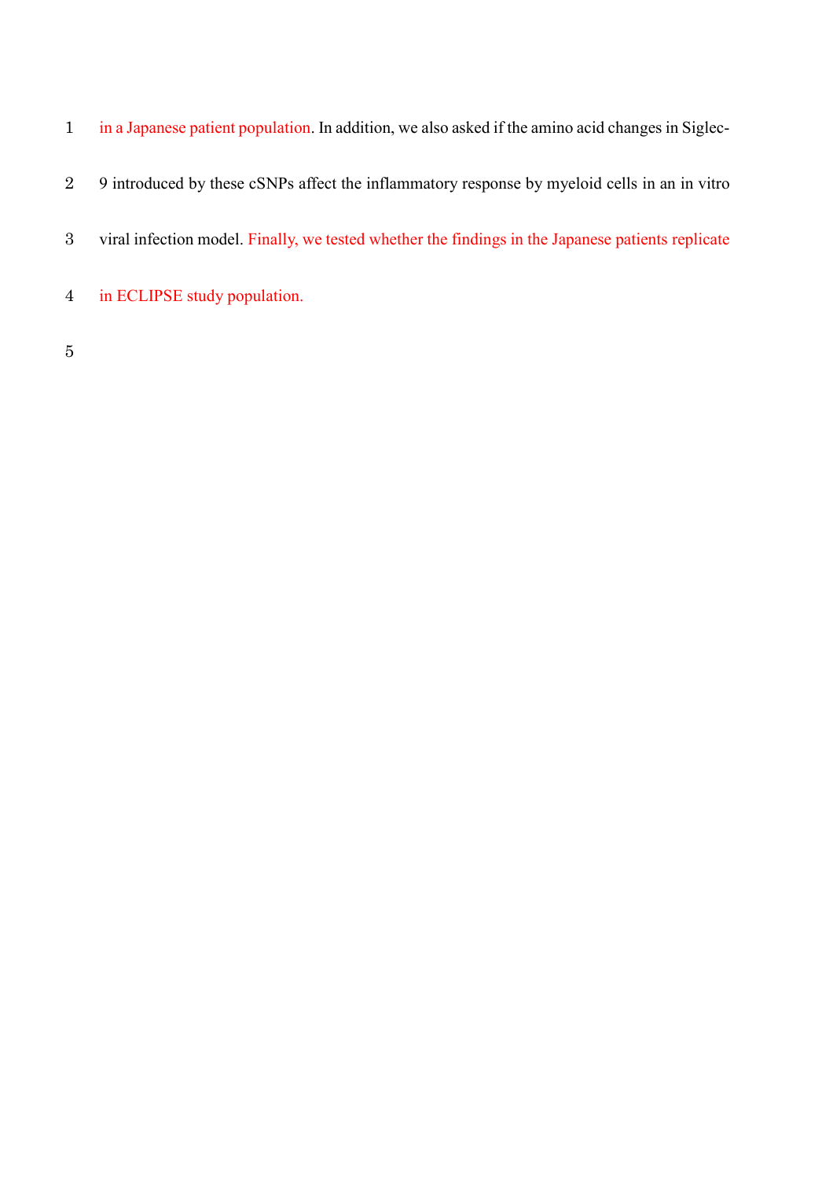in a Japanese patient population. In addition, we also asked if the amino acid changes in Siglec-9 introduced by these cSNPs affect the inflammatory response by myeloid cells in an in vitro viral infection model. Finally, we tested whether the findings in the Japanese patients replicate in ECLIPSE study population.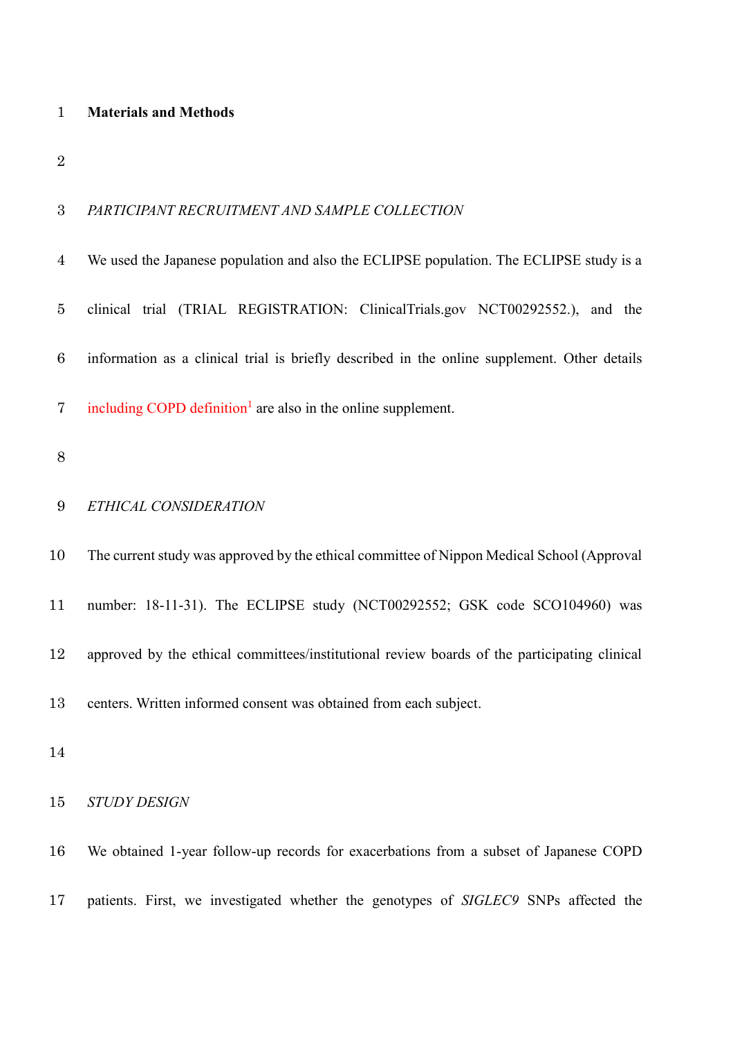**Materials and Methods**

*PARTICIPANT RECRUITMENT AND SAMPLE COLLECTION*

We used the Japanese population and also the ECLIPSE population. The ECLIPSE study is a clinical trial (TRIAL REGISTRATION: ClinicalTrials.gov NCT00292552.), and the information as a clinical trial is briefly described in the online supplement. Other details including COPD definition[1] are also in the online supplement.

*ETHICAL CONSIDERATION*

The current study was approved by the ethical committee of Nippon Medical School (Approval number: 18-11-31). The ECLIPSE study (NCT00292552; GSK code SCO104960) was approved by the ethical committees/institutional review boards of the participating clinical centers. Written informed consent was obtained from each subject.

*STUDY DESIGN*

We obtained 1-year follow-up records for exacerbations from a subset of Japanese COPD patients. First, we investigated whether the genotypes of *SIGLEC9* SNPs affected the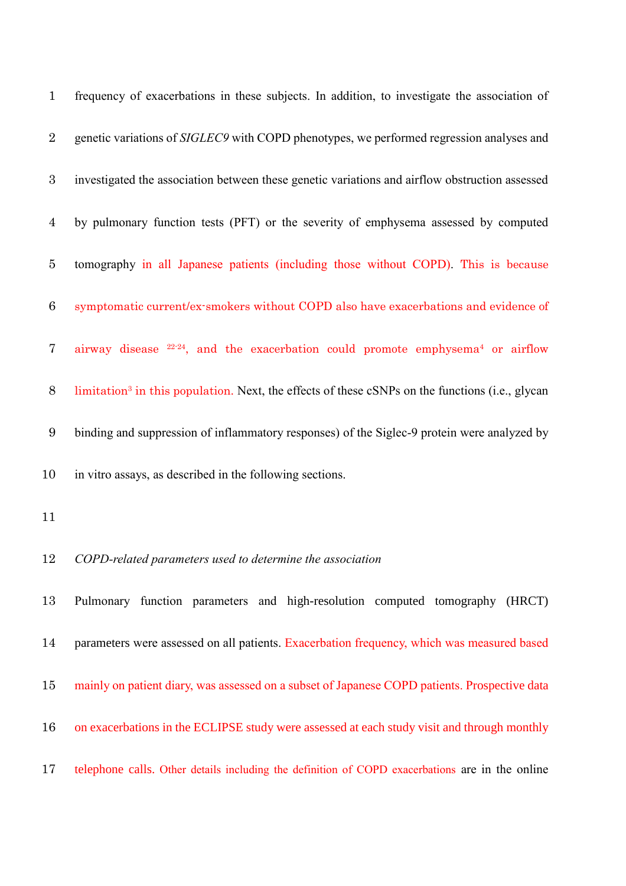frequency of exacerbations in these subjects. In addition, to investigate the association of genetic variations of *SIGLEC9* with COPD phenotypes, we performed regression analyses and investigated the association between these genetic variations and airflow obstruction assessed by pulmonary function tests (PFT) or the severity of emphysema assessed by computed tomography in all Japanese patients (including those without COPD). This is because symptomatic current/ex-smokers without COPD also have exacerbations and evidence of airway disease [22-24], and the exacerbation could promote emphysema[4] or airflow limitation[3] in this population. Next, the effects of these cSNPs on the functions (i.e., glycan binding and suppression of inflammatory responses) of the Siglec-9 protein were analyzed by in vitro assays, as described in the following sections.

*COPD-related parameters used to determine the association*

Pulmonary function parameters and high-resolution computed tomography (HRCT) parameters were assessed on all patients. Exacerbation frequency, which was measured based mainly on patient diary, was assessed on a subset of Japanese COPD patients. Prospective data on exacerbations in the ECLIPSE study were assessed at each study visit and through monthly telephone calls. Other details including the definition of COPD exacerbations are in the online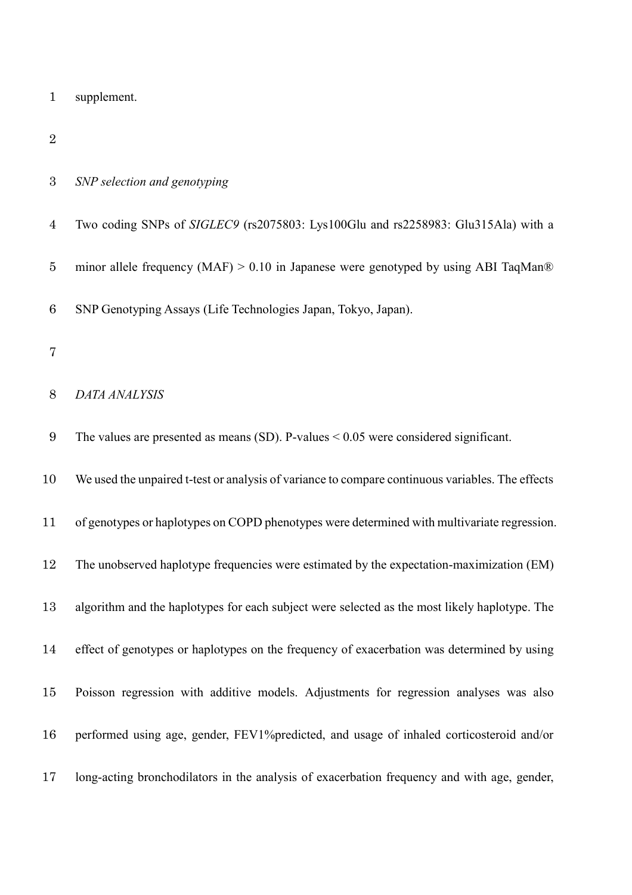supplement.

*SNP selection and genotyping*

Two coding SNPs of *SIGLEC9* (rs2075803: Lys100Glu and rs2258983: Glu315Ala) with a minor allele frequency (MAF) > 0.10 in Japanese were genotyped by using ABI TaqMan® SNP Genotyping Assays (Life Technologies Japan, Tokyo, Japan).

*DATA ANALYSIS*

The values are presented as means (SD). P-values < 0.05 were considered significant.

We used the unpaired t-test or analysis of variance to compare continuous variables. The effects of genotypes or haplotypes on COPD phenotypes were determined with multivariate regression. The unobserved haplotype frequencies were estimated by the expectation-maximization (EM) algorithm and the haplotypes for each subject were selected as the most likely haplotype. The effect of genotypes or haplotypes on the frequency of exacerbation was determined by using Poisson regression with additive models. Adjustments for regression analyses was also performed using age, gender, FEV1%predicted, and usage of inhaled corticosteroid and/or long-acting bronchodilators in the analysis of exacerbation frequency and with age, gender,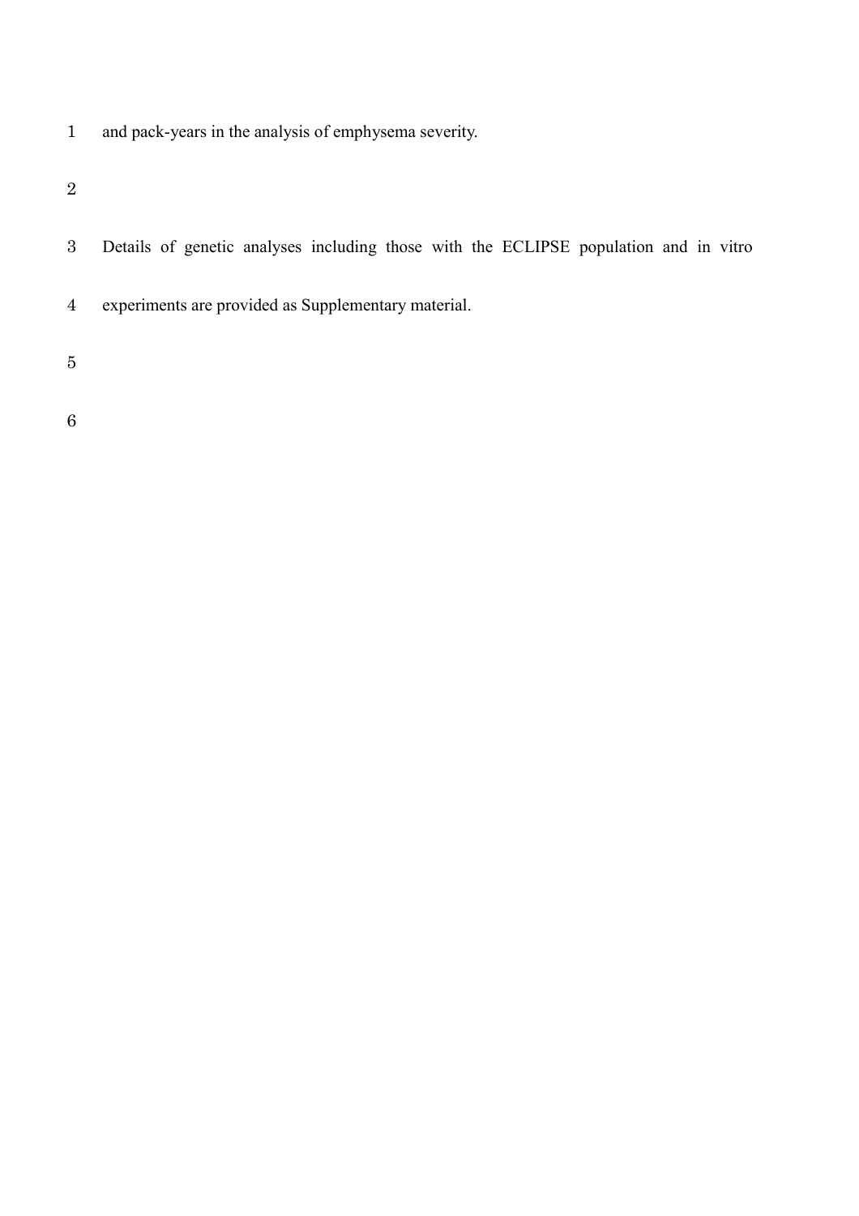and pack-years in the analysis of emphysema severity.

Details of genetic analyses including those with the ECLIPSE population and in vitro experiments are provided as Supplementary material.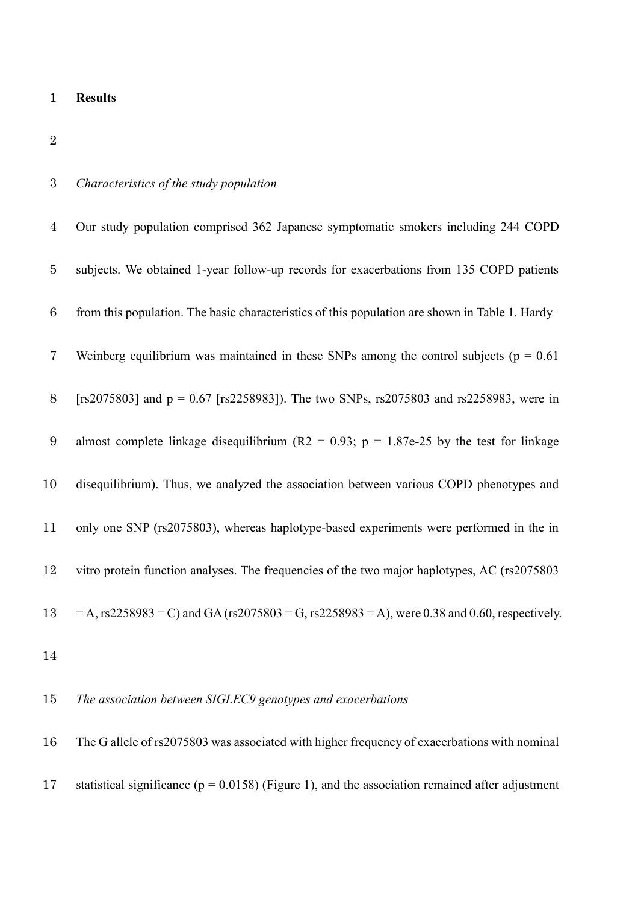**Results**

*Characteristics of the study population*

Our study population comprised 362 Japanese symptomatic smokers including 244 COPD subjects. We obtained 1-year follow-up records for exacerbations from 135 COPD patients from this population. The basic characteristics of this population are shown in Table 1. Hardy-Weinberg equilibrium was maintained in these SNPs among the control subjects ($p = 0.61$ [rs2075803] and $p = 0.67$ [rs2258983]). The two SNPs, rs2075803 and rs2258983, were in almost complete linkage disequilibrium ($R2 = 0.93$; $p = 1.87e-25$ by the test for linkage disequilibrium). Thus, we analyzed the association between various COPD phenotypes and only one SNP (rs2075803), whereas haplotype-based experiments were performed in the in vitro protein function analyses. The frequencies of the two major haplotypes, AC (rs2075803 = A, rs2258983 = C) and GA (rs2075803 = G, rs2258983 = A), were 0.38 and 0.60, respectively.

*The association between SIGLEC9 genotypes and exacerbations*

The G allele of rs2075803 was associated with higher frequency of exacerbations with nominal statistical significance ($p = 0.0158$) (Figure 1), and the association remained after adjustment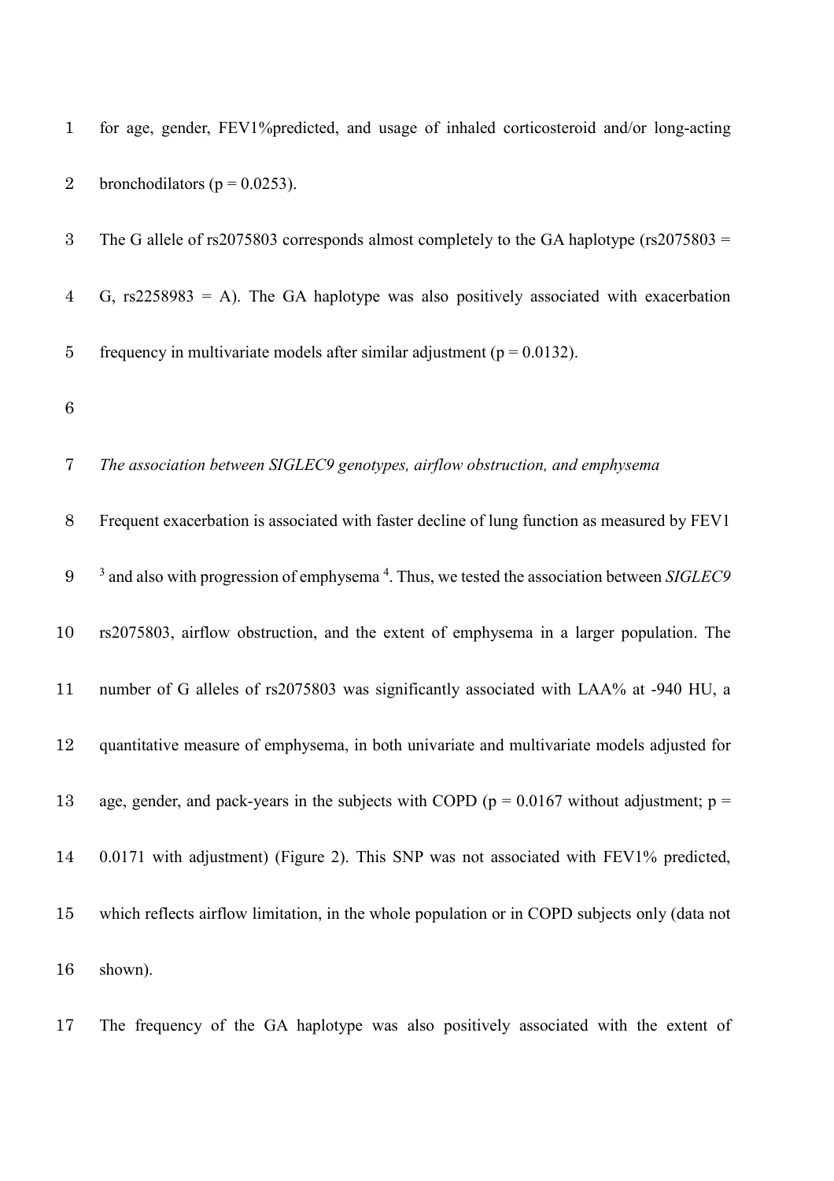for age, gender, FEV1%predicted, and usage of inhaled corticosteroid and/or long-acting bronchodilators ($p = 0.0253$).

The G allele of rs2075803 corresponds almost completely to the GA haplotype (rs2075803 = G, rs2258983 = A). The GA haplotype was also positively associated with exacerbation frequency in multivariate models after similar adjustment ($p = 0.0132$).

*The association between SIGLEC9 genotypes, airflow obstruction, and emphysema*

Frequent exacerbation is associated with faster decline of lung function as measured by FEV1 [3] and also with progression of emphysema [4]. Thus, we tested the association between *SIGLEC9* rs2075803, airflow obstruction, and the extent of emphysema in a larger population. The number of G alleles of rs2075803 was significantly associated with LAA% at -940 HU, a quantitative measure of emphysema, in both univariate and multivariate models adjusted for age, gender, and pack-years in the subjects with COPD ($p = 0.0167$ without adjustment; $p = 0.0171$ with adjustment) (Figure 2). This SNP was not associated with FEV1% predicted, which reflects airflow limitation, in the whole population or in COPD subjects only (data not shown).

The frequency of the GA haplotype was also positively associated with the extent of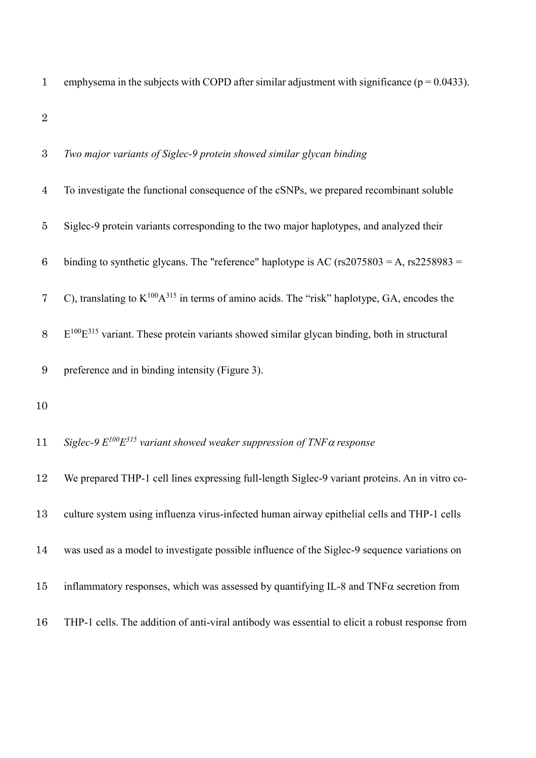emphysema in the subjects with COPD after similar adjustment with significance ($p = 0.0433$).

*Two major variants of Siglec-9 protein showed similar glycan binding*

To investigate the functional consequence of the cSNPs, we prepared recombinant soluble Siglec-9 protein variants corresponding to the two major haplotypes, and analyzed their binding to synthetic glycans. The "reference" haplotype is AC (rs2075803 = A, rs2258983 = C), translating to $K^{100}A^{315}$ in terms of amino acids. The "risk" haplotype, GA, encodes the $E^{100}E^{315}$ variant. These protein variants showed similar glycan binding, both in structural preference and in binding intensity (Figure 3).

*Siglec-9 $E^{100}E^{315}$ variant showed weaker suppression of TNFα response*

We prepared THP-1 cell lines expressing full-length Siglec-9 variant proteins. An in vitro co-culture system using influenza virus-infected human airway epithelial cells and THP-1 cells was used as a model to investigate possible influence of the Siglec-9 sequence variations on inflammatory responses, which was assessed by quantifying IL-8 and TNFα secretion from THP-1 cells. The addition of anti-viral antibody was essential to elicit a robust response from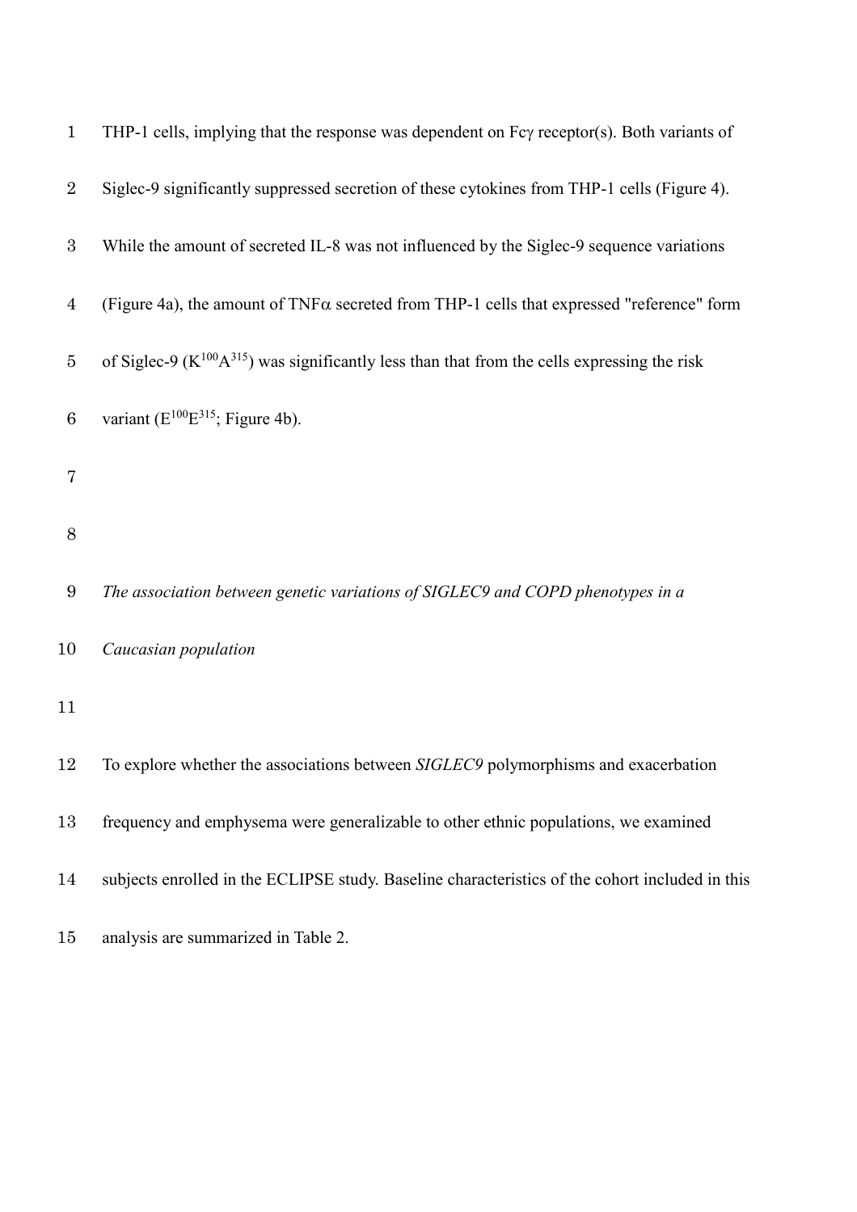THP-1 cells, implying that the response was dependent on Fcγ receptor(s). Both variants of Siglec-9 significantly suppressed secretion of these cytokines from THP-1 cells (Figure 4). While the amount of secreted IL-8 was not influenced by the Siglec-9 sequence variations (Figure 4a), the amount of TNFα secreted from THP-1 cells that expressed "reference" form of Siglec-9 ($K^{100}A^{315}$) was significantly less than that from the cells expressing the risk variant ($E^{100}E^{315}$; Figure 4b).

*The association between genetic variations of SIGLEC9 and COPD phenotypes in a Caucasian population*

To explore whether the associations between *SIGLEC9* polymorphisms and exacerbation frequency and emphysema were generalizable to other ethnic populations, we examined subjects enrolled in the ECLIPSE study. Baseline characteristics of the cohort included in this analysis are summarized in Table 2.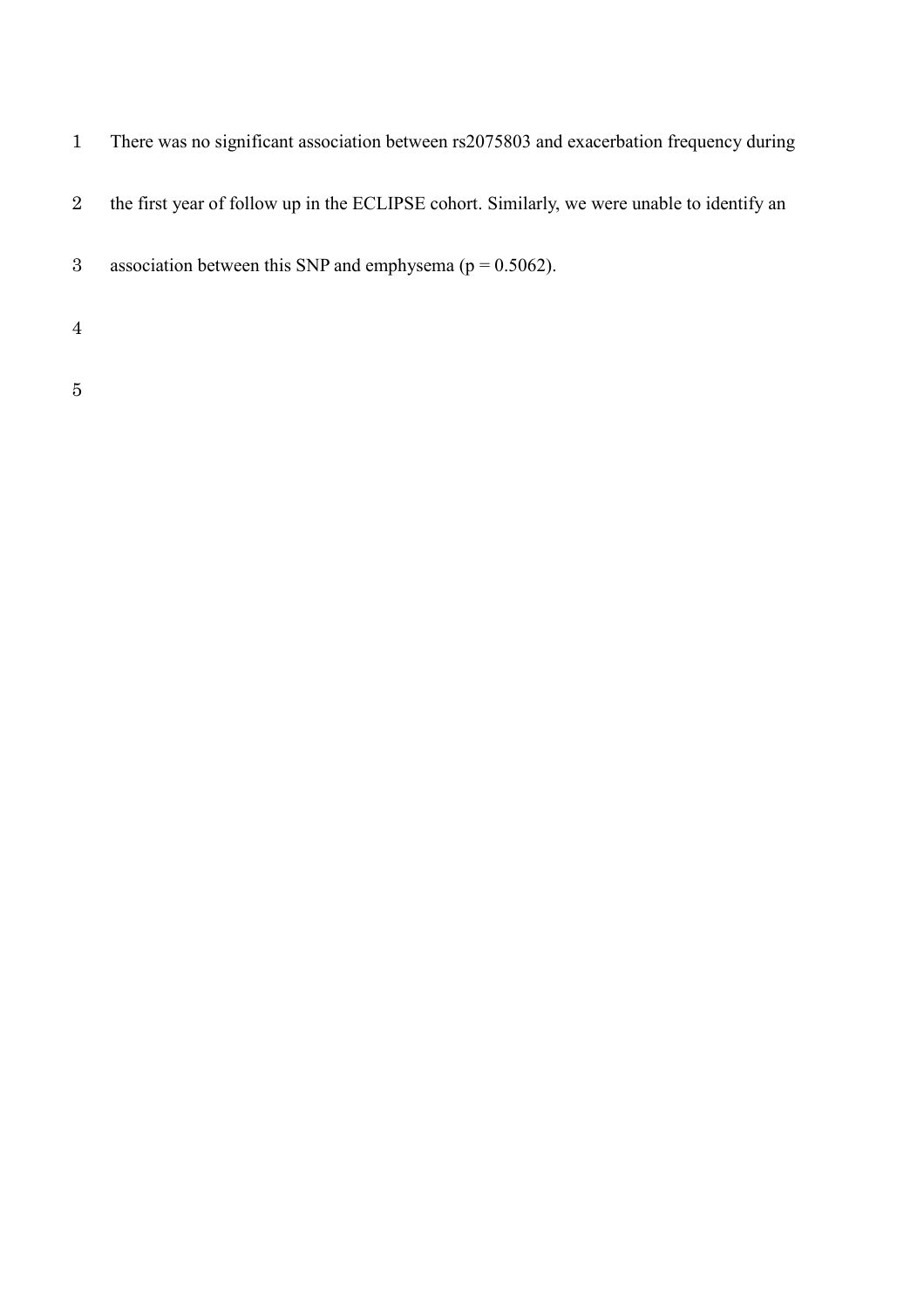There was no significant association between rs2075803 and exacerbation frequency during the first year of follow up in the ECLIPSE cohort. Similarly, we were unable to identify an association between this SNP and emphysema ($p = 0.5062$).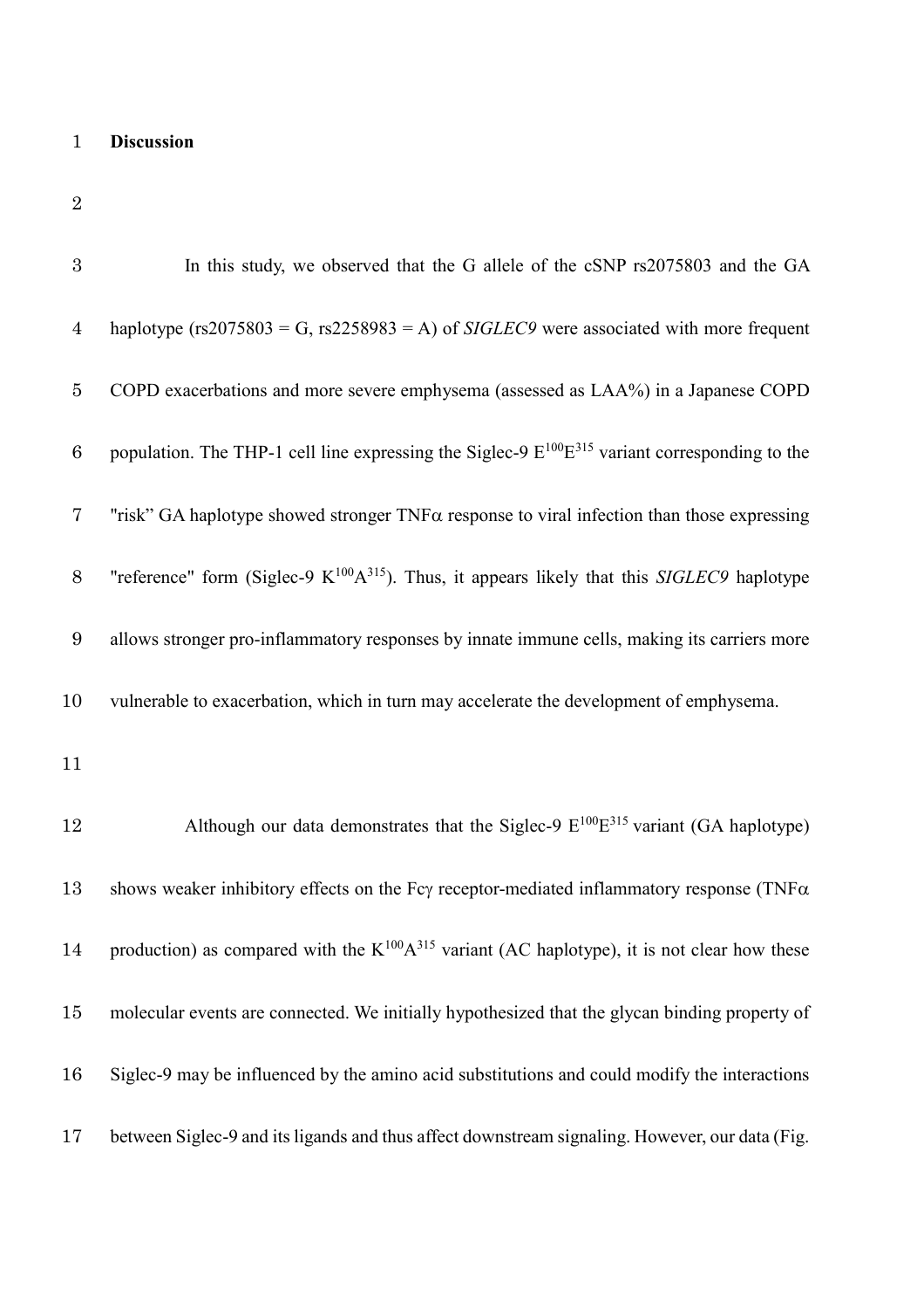# Discussion

In this study, we observed that the G allele of the cSNP rs2075803 and the GA haplotype (rs2075803 = G, rs2258983 = A) of *SIGLEC9* were associated with more frequent COPD exacerbations and more severe emphysema (assessed as LAA%) in a Japanese COPD population. The THP-1 cell line expressing the Siglec-9 $E^{100}E^{315}$ variant corresponding to the "risk" GA haplotype showed stronger TNFα response to viral infection than those expressing "reference" form (Siglec-9 $K^{100}A^{315}$). Thus, it appears likely that this *SIGLEC9* haplotype allows stronger pro-inflammatory responses by innate immune cells, making its carriers more vulnerable to exacerbation, which in turn may accelerate the development of emphysema.

Although our data demonstrates that the Siglec-9 $E^{100}E^{315}$ variant (GA haplotype) shows weaker inhibitory effects on the Fcγ receptor-mediated inflammatory response (TNFα production) as compared with the $K^{100}A^{315}$ variant (AC haplotype), it is not clear how these molecular events are connected. We initially hypothesized that the glycan binding property of Siglec-9 may be influenced by the amino acid substitutions and could modify the interactions between Siglec-9 and its ligands and thus affect downstream signaling. However, our data (Fig.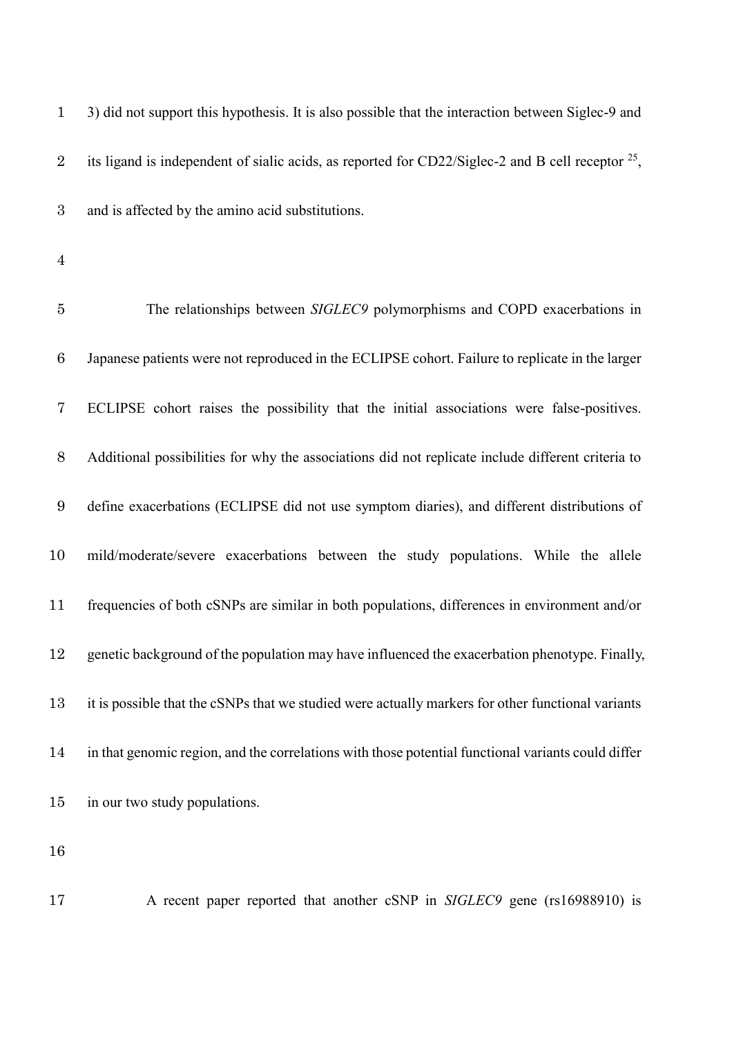3) did not support this hypothesis. It is also possible that the interaction between Siglec-9 and its ligand is independent of sialic acids, as reported for CD22/Siglec-2 and B cell receptor [25], and is affected by the amino acid substitutions.

The relationships between *SIGLEC9* polymorphisms and COPD exacerbations in Japanese patients were not reproduced in the ECLIPSE cohort. Failure to replicate in the larger ECLIPSE cohort raises the possibility that the initial associations were false-positives. Additional possibilities for why the associations did not replicate include different criteria to define exacerbations (ECLIPSE did not use symptom diaries), and different distributions of mild/moderate/severe exacerbations between the study populations. While the allele frequencies of both cSNPs are similar in both populations, differences in environment and/or genetic background of the population may have influenced the exacerbation phenotype. Finally, it is possible that the cSNPs that we studied were actually markers for other functional variants in that genomic region, and the correlations with those potential functional variants could differ in our two study populations.

A recent paper reported that another cSNP in *SIGLEC9* gene (rs16988910) is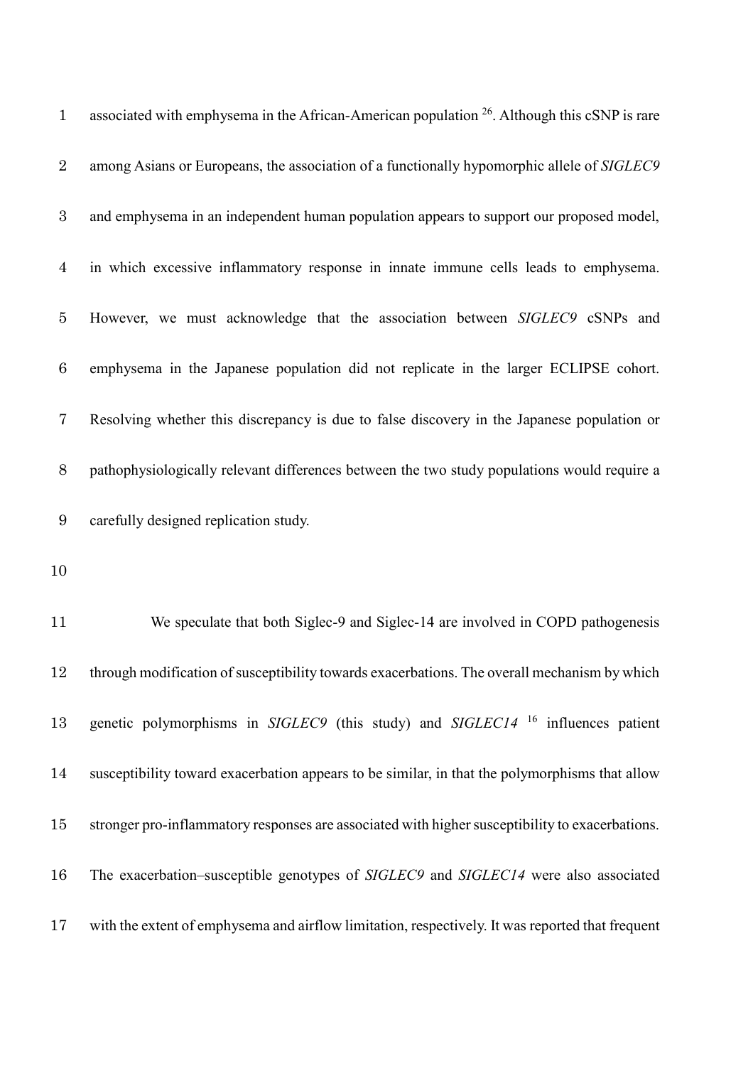associated with emphysema in the African-American population [26]. Although this cSNP is rare among Asians or Europeans, the association of a functionally hypomorphic allele of *SIGLEC9* and emphysema in an independent human population appears to support our proposed model, in which excessive inflammatory response in innate immune cells leads to emphysema. However, we must acknowledge that the association between *SIGLEC9* cSNPs and emphysema in the Japanese population did not replicate in the larger ECLIPSE cohort. Resolving whether this discrepancy is due to false discovery in the Japanese population or pathophysiologically relevant differences between the two study populations would require a carefully designed replication study.

We speculate that both Siglec-9 and Siglec-14 are involved in COPD pathogenesis through modification of susceptibility towards exacerbations. The overall mechanism by which genetic polymorphisms in *SIGLEC9* (this study) and *SIGLEC14* [16] influences patient susceptibility toward exacerbation appears to be similar, in that the polymorphisms that allow stronger pro-inflammatory responses are associated with higher susceptibility to exacerbations. The exacerbation–susceptible genotypes of *SIGLEC9* and *SIGLEC14* were also associated with the extent of emphysema and airflow limitation, respectively. It was reported that frequent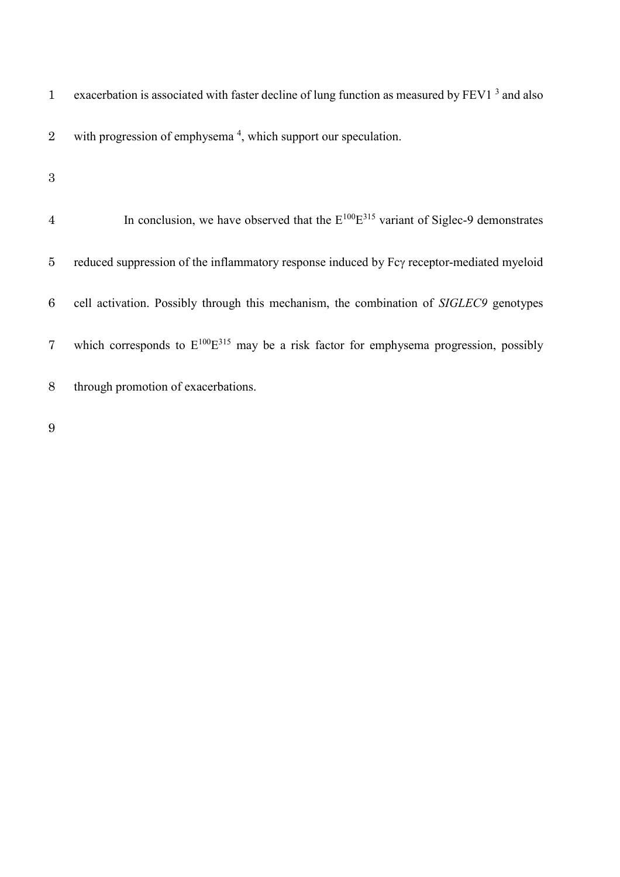exacerbation is associated with faster decline of lung function as measured by FEV1 [3] and also with progression of emphysema [4], which support our speculation.

In conclusion, we have observed that the $E^{100}E^{315}$ variant of Siglec-9 demonstrates reduced suppression of the inflammatory response induced by Fcγ receptor-mediated myeloid cell activation. Possibly through this mechanism, the combination of *SIGLEC9* genotypes which corresponds to $E^{100}E^{315}$ may be a risk factor for emphysema progression, possibly through promotion of exacerbations.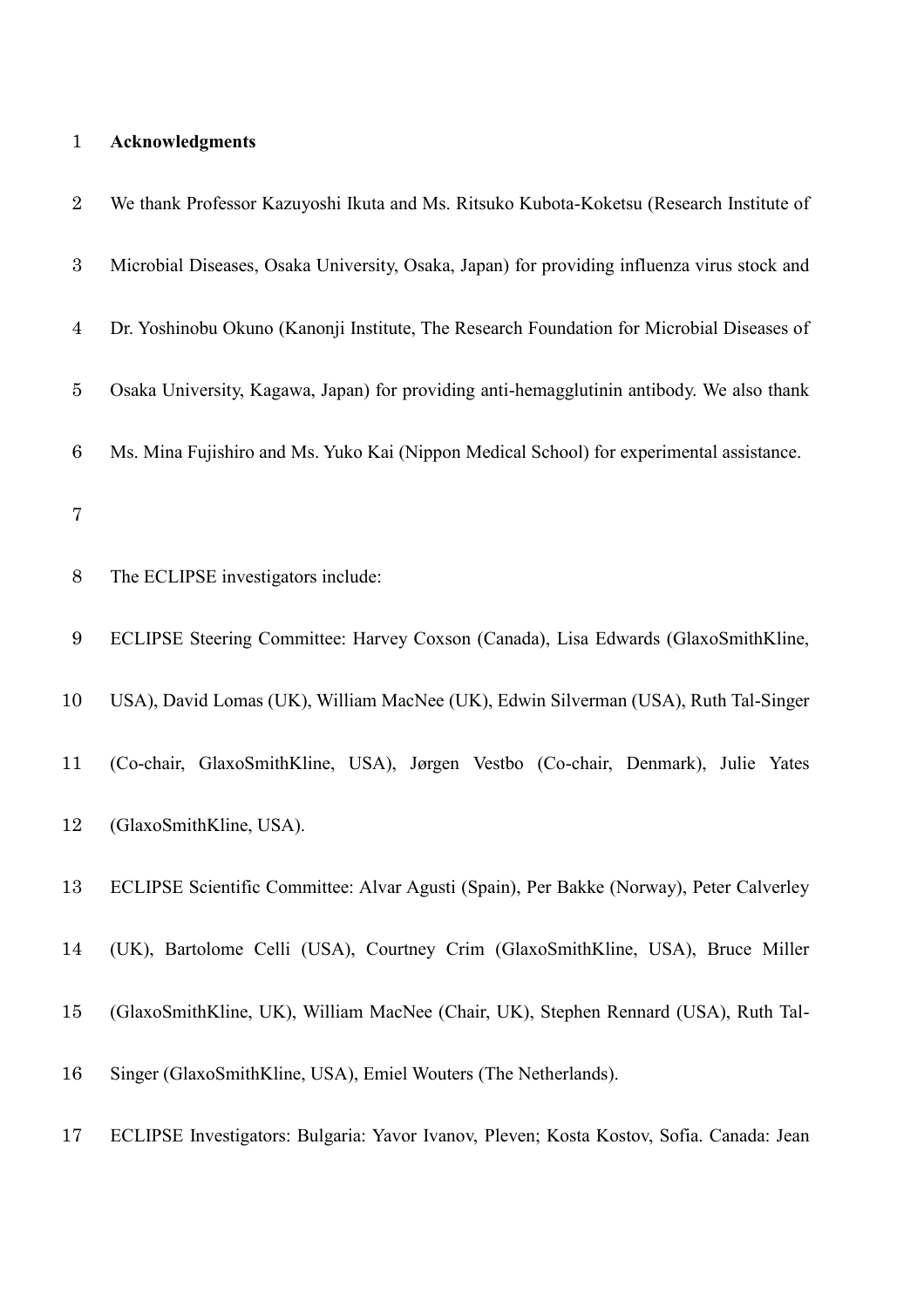**Acknowledgments**

We thank Professor Kazuyoshi Ikuta and Ms. Ritsuko Kubota-Koketsu (Research Institute of Microbial Diseases, Osaka University, Osaka, Japan) for providing influenza virus stock and Dr. Yoshinobu Okuno (Kanonji Institute, The Research Foundation for Microbial Diseases of Osaka University, Kagawa, Japan) for providing anti-hemagglutinin antibody. We also thank Ms. Mina Fujishiro and Ms. Yuko Kai (Nippon Medical School) for experimental assistance.

The ECLIPSE investigators include:

ECLIPSE Steering Committee: Harvey Coxson (Canada), Lisa Edwards (GlaxoSmithKline, USA), David Lomas (UK), William MacNee (UK), Edwin Silverman (USA), Ruth Tal-Singer (Co-chair, GlaxoSmithKline, USA), Jørgen Vestbo (Co-chair, Denmark), Julie Yates (GlaxoSmithKline, USA).

ECLIPSE Scientific Committee: Alvar Agusti (Spain), Per Bakke (Norway), Peter Calverley (UK), Bartolome Celli (USA), Courtney Crim (GlaxoSmithKline, USA), Bruce Miller (GlaxoSmithKline, UK), William MacNee (Chair, UK), Stephen Rennard (USA), Ruth Tal-Singer (GlaxoSmithKline, USA), Emiel Wouters (The Netherlands).

ECLIPSE Investigators: Bulgaria: Yavor Ivanov, Pleven; Kosta Kostov, Sofia. Canada: Jean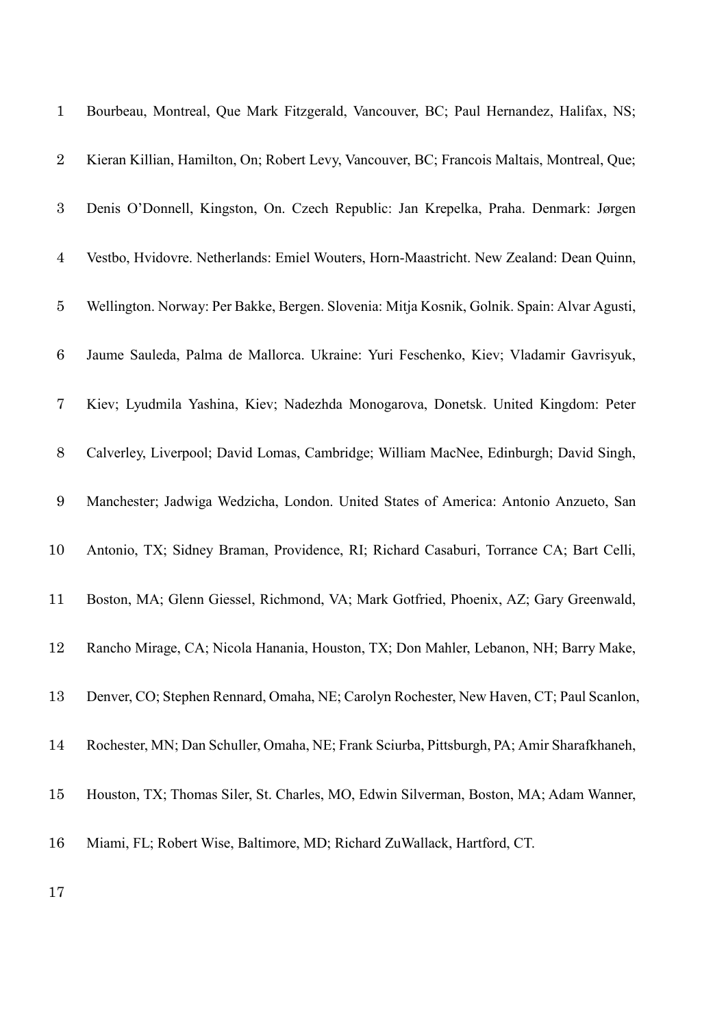Bourbeau, Montreal, Que Mark Fitzgerald, Vancouver, BC; Paul Hernandez, Halifax, NS; Kieran Killian, Hamilton, On; Robert Levy, Vancouver, BC; Francois Maltais, Montreal, Que; Denis O'Donnell, Kingston, On. Czech Republic: Jan Krepelka, Praha. Denmark: Jørgen Vestbo, Hvidovre. Netherlands: Emiel Wouters, Horn-Maastricht. New Zealand: Dean Quinn, Wellington. Norway: Per Bakke, Bergen. Slovenia: Mitja Kosnik, Golnik. Spain: Alvar Agusti, Jaume Sauleda, Palma de Mallorca. Ukraine: Yuri Feschenko, Kiev; Vladamir Gavrisyuk, Kiev; Lyudmila Yashina, Kiev; Nadezhda Monogarova, Donetsk. United Kingdom: Peter Calverley, Liverpool; David Lomas, Cambridge; William MacNee, Edinburgh; David Singh, Manchester; Jadwiga Wedzicha, London. United States of America: Antonio Anzueto, San Antonio, TX; Sidney Braman, Providence, RI; Richard Casaburi, Torrance CA; Bart Celli, Boston, MA; Glenn Giessel, Richmond, VA; Mark Gotfried, Phoenix, AZ; Gary Greenwald, Rancho Mirage, CA; Nicola Hanania, Houston, TX; Don Mahler, Lebanon, NH; Barry Make, Denver, CO; Stephen Rennard, Omaha, NE; Carolyn Rochester, New Haven, CT; Paul Scanlon, Rochester, MN; Dan Schuller, Omaha, NE; Frank Sciurba, Pittsburgh, PA; Amir Sharafkhaneh, Houston, TX; Thomas Siler, St. Charles, MO, Edwin Silverman, Boston, MA; Adam Wanner, Miami, FL; Robert Wise, Baltimore, MD; Richard ZuWallack, Hartford, CT.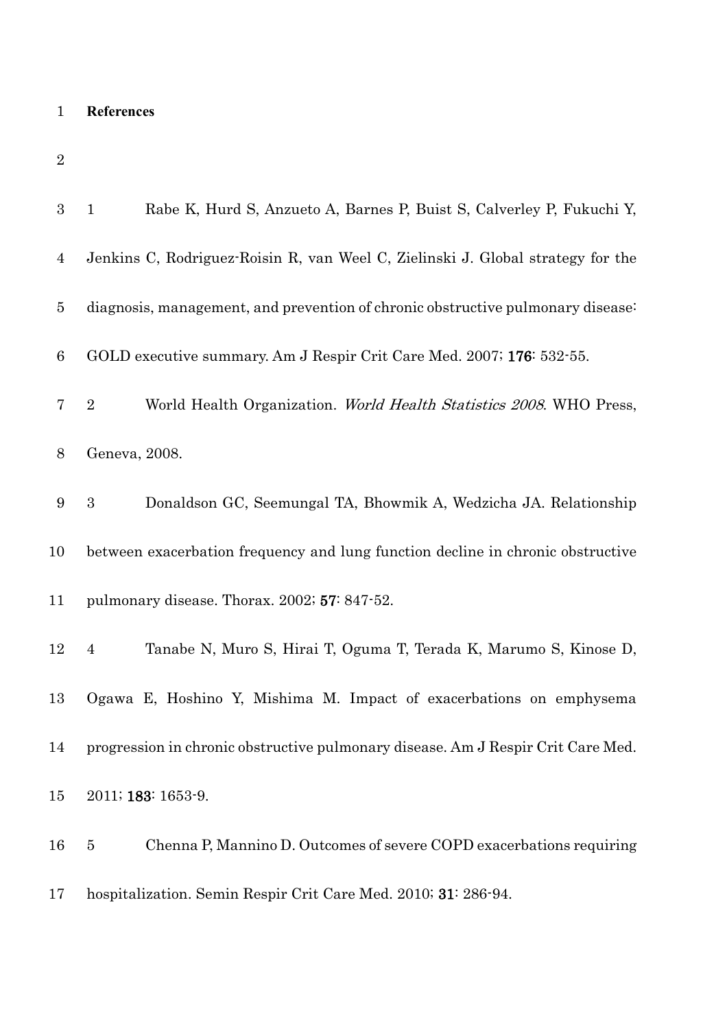**References**

1 Rabe K, Hurd S, Anzueto A, Barnes P, Buist S, Calverley P, Fukuchi Y, Jenkins C, Rodriguez-Roisin R, van Weel C, Zielinski J. Global strategy for the diagnosis, management, and prevention of chronic obstructive pulmonary disease: GOLD executive summary. Am J Respir Crit Care Med. 2007; **176**: 532-55.

2 World Health Organization. *World Health Statistics 2008*. WHO Press, Geneva, 2008.

3 Donaldson GC, Seemungal TA, Bhowmik A, Wedzicha JA. Relationship between exacerbation frequency and lung function decline in chronic obstructive pulmonary disease. Thorax. 2002; **57**: 847-52.

4 Tanabe N, Muro S, Hirai T, Oguma T, Terada K, Marumo S, Kinose D, Ogawa E, Hoshino Y, Mishima M. Impact of exacerbations on emphysema progression in chronic obstructive pulmonary disease. Am J Respir Crit Care Med. 2011; **183**: 1653-9.

5 Chenna P, Mannino D. Outcomes of severe COPD exacerbations requiring hospitalization. Semin Respir Crit Care Med. 2010; **31**: 286-94.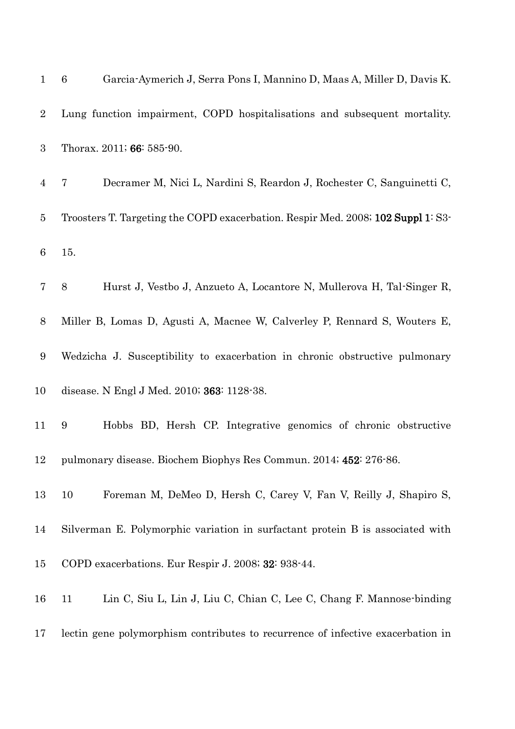6 Garcia-Aymerich J, Serra Pons I, Mannino D, Maas A, Miller D, Davis K. Lung function impairment, COPD hospitalisations and subsequent mortality. Thorax. 2011; **66**: 585-90.

7 Decramer M, Nici L, Nardini S, Reardon J, Rochester C, Sanguinetti C, Troosters T. Targeting the COPD exacerbation. Respir Med. 2008; **102 Suppl 1**: S3-15.

8 Hurst J, Vestbo J, Anzueto A, Locantore N, Mullerova H, Tal-Singer R, Miller B, Lomas D, Agusti A, Macnee W, Calverley P, Rennard S, Wouters E, Wedzicha J. Susceptibility to exacerbation in chronic obstructive pulmonary disease. N Engl J Med. 2010; **363**: 1128-38.

9 Hobbs BD, Hersh CP. Integrative genomics of chronic obstructive pulmonary disease. Biochem Biophys Res Commun. 2014; **452**: 276-86.

10 Foreman M, DeMeo D, Hersh C, Carey V, Fan V, Reilly J, Shapiro S, Silverman E. Polymorphic variation in surfactant protein B is associated with COPD exacerbations. Eur Respir J. 2008; **32**: 938-44.

11 Lin C, Siu L, Lin J, Liu C, Chian C, Lee C, Chang F. Mannose-binding lectin gene polymorphism contributes to recurrence of infective exacerbation in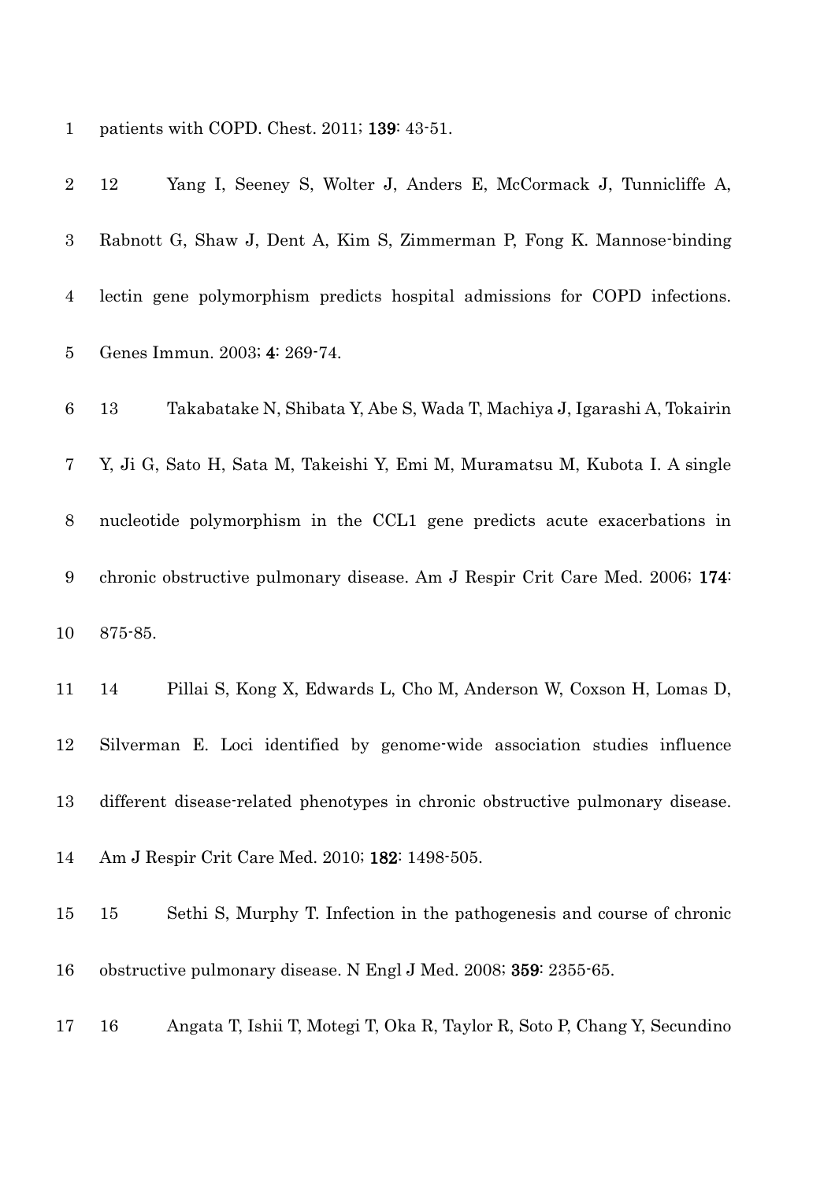patients with COPD. Chest. 2011; **139**: 43-51.

12 Yang I, Seeney S, Wolter J, Anders E, McCormack J, Tunnicliffe A, Rabnott G, Shaw J, Dent A, Kim S, Zimmerman P, Fong K. Mannose-binding lectin gene polymorphism predicts hospital admissions for COPD infections. Genes Immun. 2003; **4**: 269-74.

13 Takabatake N, Shibata Y, Abe S, Wada T, Machiya J, Igarashi A, Tokairin Y, Ji G, Sato H, Sata M, Takeishi Y, Emi M, Muramatsu M, Kubota I. A single nucleotide polymorphism in the CCL1 gene predicts acute exacerbations in chronic obstructive pulmonary disease. Am J Respir Crit Care Med. 2006; **174**: 875-85.

14 Pillai S, Kong X, Edwards L, Cho M, Anderson W, Coxson H, Lomas D, Silverman E. Loci identified by genome-wide association studies influence different disease-related phenotypes in chronic obstructive pulmonary disease. Am J Respir Crit Care Med. 2010; **182**: 1498-505.

15 Sethi S, Murphy T. Infection in the pathogenesis and course of chronic obstructive pulmonary disease. N Engl J Med. 2008; **359**: 2355-65.

16 Angata T, Ishii T, Motegi T, Oka R, Taylor R, Soto P, Chang Y, Secundino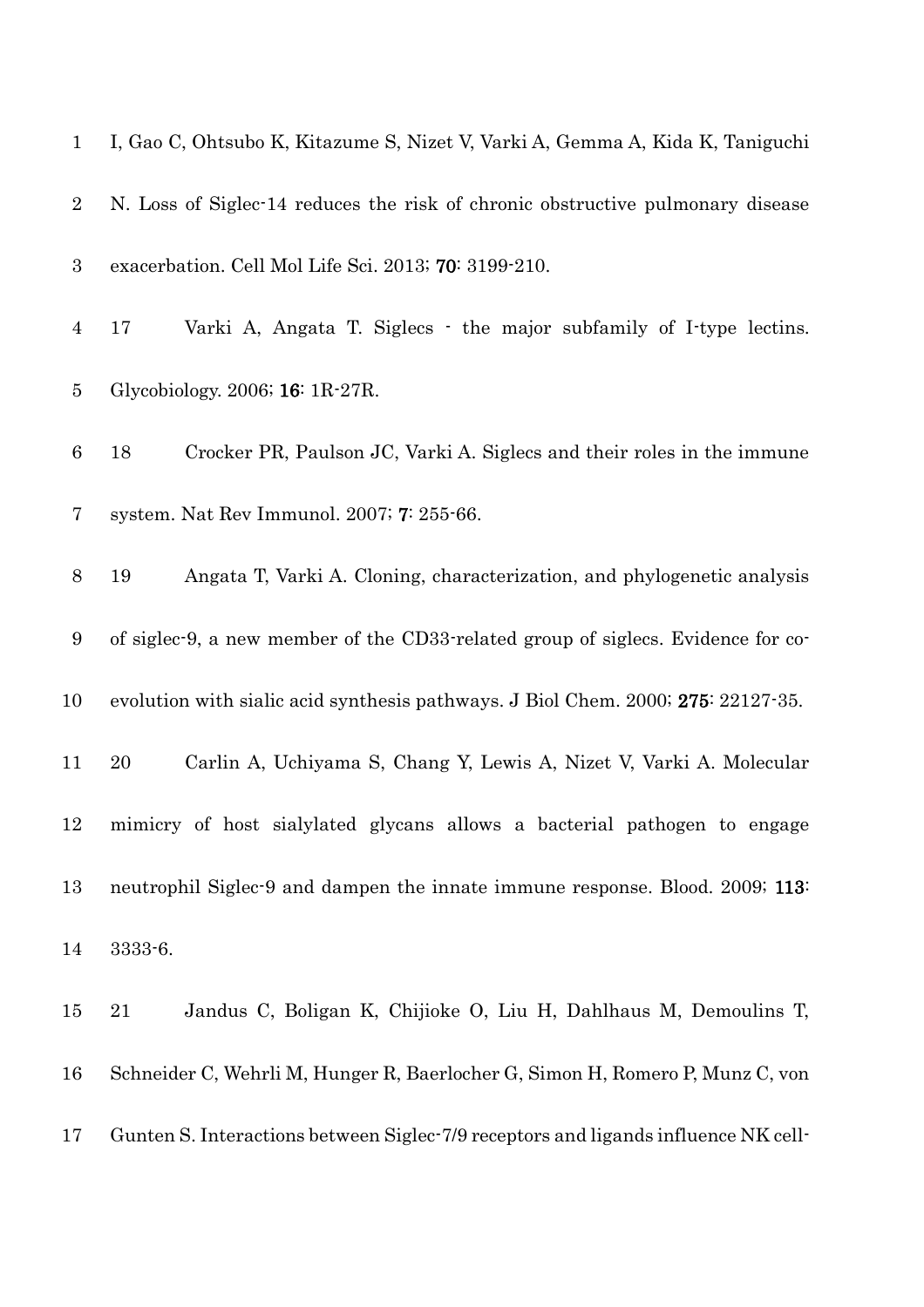I, Gao C, Ohtsubo K, Kitazume S, Nizet V, Varki A, Gemma A, Kida K, Taniguchi N. Loss of Siglec-14 reduces the risk of chronic obstructive pulmonary disease exacerbation. Cell Mol Life Sci. 2013; **70**: 3199-210.

17 Varki A, Angata T. Siglecs - the major subfamily of I-type lectins. Glycobiology. 2006; **16**: 1R-27R.

18 Crocker PR, Paulson JC, Varki A. Siglecs and their roles in the immune system. Nat Rev Immunol. 2007; **7**: 255-66.

19 Angata T, Varki A. Cloning, characterization, and phylogenetic analysis of siglec-9, a new member of the CD33-related group of siglecs. Evidence for co-evolution with sialic acid synthesis pathways. J Biol Chem. 2000; **275**: 22127-35.

20 Carlin A, Uchiyama S, Chang Y, Lewis A, Nizet V, Varki A. Molecular mimicry of host sialylated glycans allows a bacterial pathogen to engage neutrophil Siglec-9 and dampen the innate immune response. Blood. 2009; **113**: 3333-6.

21 Jandus C, Boligan K, Chijioke O, Liu H, Dahlhaus M, Demoulins T, Schneider C, Wehrli M, Hunger R, Baerlocher G, Simon H, Romero P, Munz C, von Gunten S. Interactions between Siglec-7/9 receptors and ligands influence NK cell-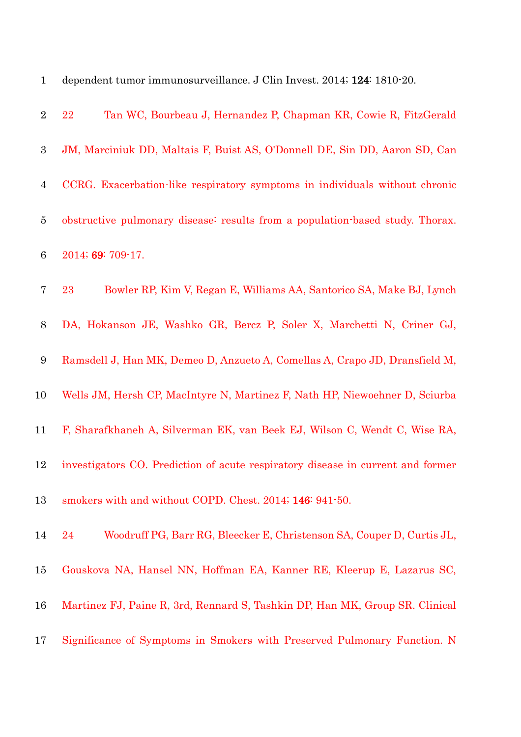dependent tumor immunosurveillance. J Clin Invest. 2014; **124**: 1810-20.

22 Tan WC, Bourbeau J, Hernandez P, Chapman KR, Cowie R, FitzGerald JM, Marciniuk DD, Maltais F, Buist AS, O'Donnell DE, Sin DD, Aaron SD, Can CCRG. Exacerbation-like respiratory symptoms in individuals without chronic obstructive pulmonary disease: results from a population-based study. Thorax. 2014; **69**: 709-17.

23 Bowler RP, Kim V, Regan E, Williams AA, Santorico SA, Make BJ, Lynch DA, Hokanson JE, Washko GR, Bercz P, Soler X, Marchetti N, Criner GJ, Ramsdell J, Han MK, Demeo D, Anzueto A, Comellas A, Crapo JD, Dransfield M, Wells JM, Hersh CP, MacIntyre N, Martinez F, Nath HP, Niewoehner D, Sciurba F, Sharafkhaneh A, Silverman EK, van Beek EJ, Wilson C, Wendt C, Wise RA, investigators CO. Prediction of acute respiratory disease in current and former smokers with and without COPD. Chest. 2014; **146**: 941-50.

24 Woodruff PG, Barr RG, Bleecker E, Christenson SA, Couper D, Curtis JL, Gouskova NA, Hansel NN, Hoffman EA, Kanner RE, Kleerup E, Lazarus SC, Martinez FJ, Paine R, 3rd, Rennard S, Tashkin DP, Han MK, Group SR. Clinical Significance of Symptoms in Smokers with Preserved Pulmonary Function. N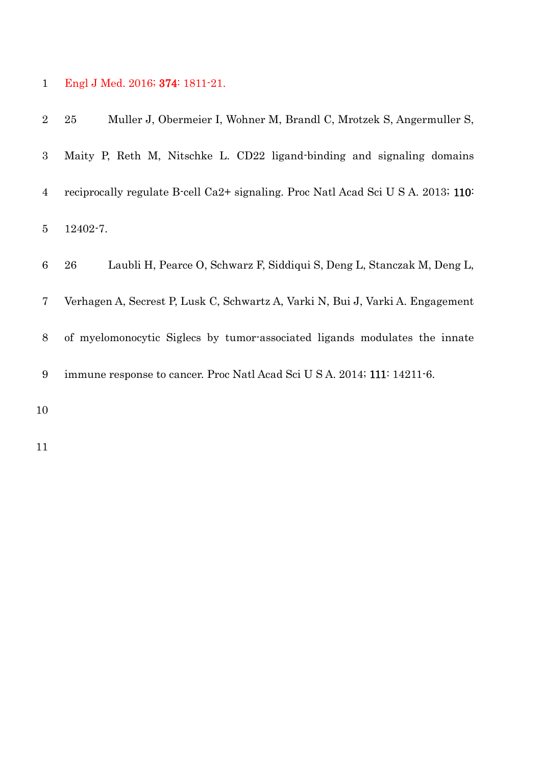Engl J Med. 2016; **374**: 1811-21.

25 Muller J, Obermeier I, Wohner M, Brandl C, Mrotzek S, Angermuller S, Maity P, Reth M, Nitschke L. CD22 ligand-binding and signaling domains reciprocally regulate B-cell Ca2+ signaling. Proc Natl Acad Sci U S A. 2013; **110**: 12402-7.

26 Laubli H, Pearce O, Schwarz F, Siddiqui S, Deng L, Stanczak M, Deng L, Verhagen A, Secrest P, Lusk C, Schwartz A, Varki N, Bui J, Varki A. Engagement of myelomonocytic Siglecs by tumor-associated ligands modulates the innate immune response to cancer. Proc Natl Acad Sci U S A. 2014; **111**: 14211-6.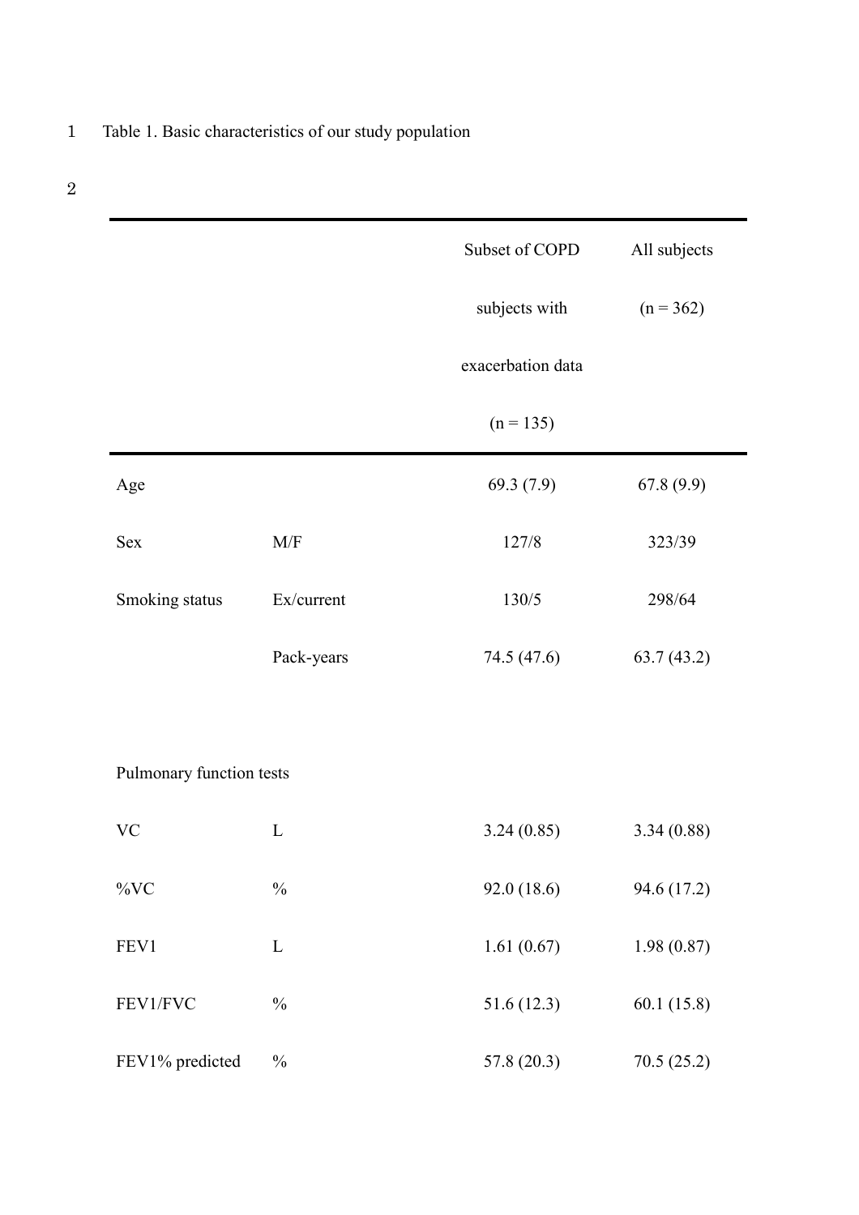Table 1. Basic characteristics of our study population

| | | Subset of COPD subjects with exacerbation data (n = 135) | All subjects (n = 362) |
|---|---|---|---|
| Age | | 69.3 (7.9) | 67.8 (9.9) |
| Sex | M/F | 127/8 | 323/39 |
| Smoking status | Ex/current | 130/5 | 298/64 |
| | Pack-years | 74.5 (47.6) | 63.7 (43.2) |
| | | | |
| Pulmonary function tests | | | |
| VC | L | 3.24 (0.85) | 3.34 (0.88) |
| %VC | % | 92.0 (18.6) | 94.6 (17.2) |
| FEV1 | L | 1.61 (0.67) | 1.98 (0.87) |
| FEV1/FVC | % | 51.6 (12.3) | 60.1 (15.8) |
| FEV1% predicted | % | 57.8 (20.3) | 70.5 (25.2) |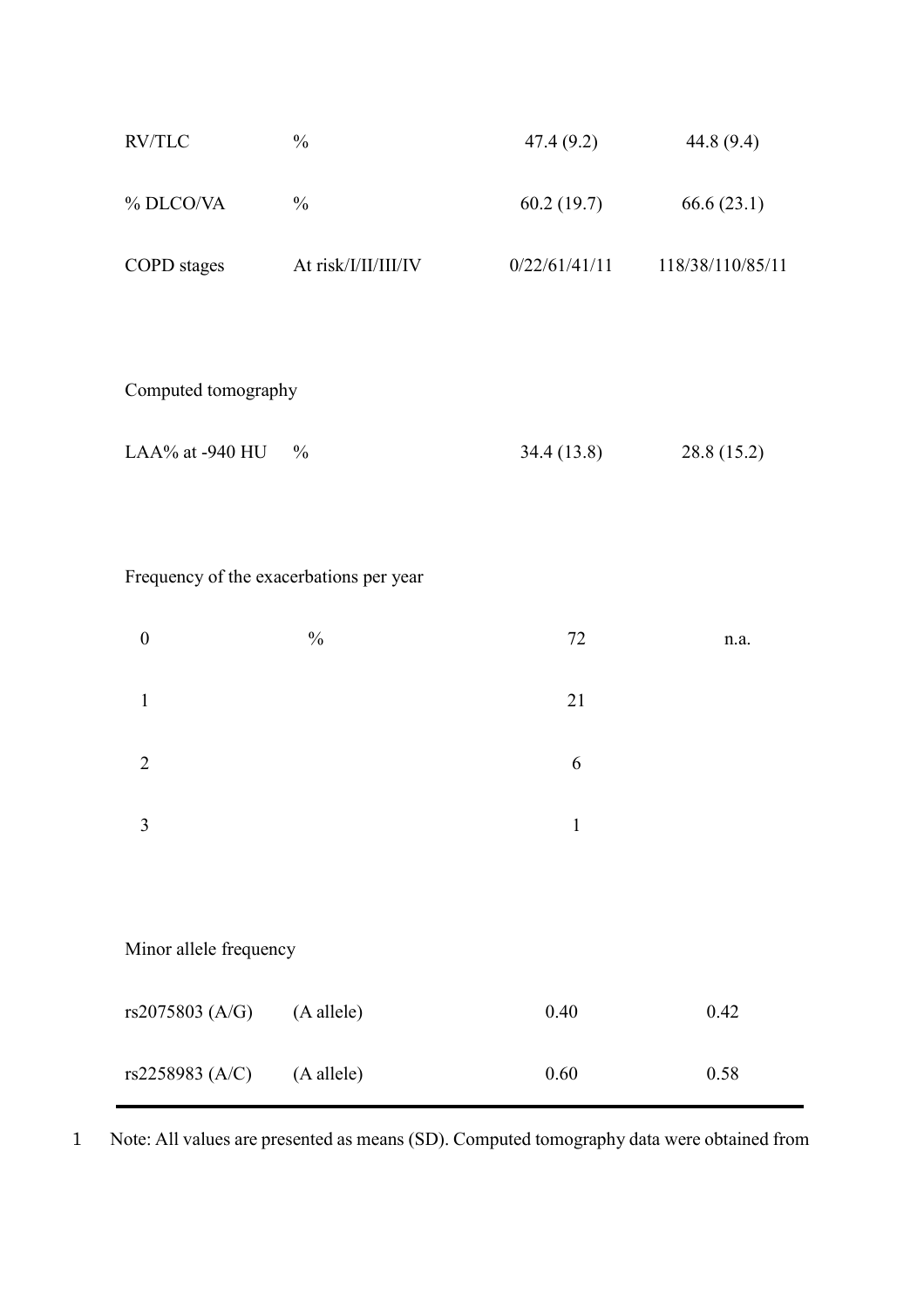| | | | |
|---|---|---|---|
| RV/TLC | % | 47.4 (9.2) | 44.8 (9.4) |
| % DLCO/VA | % | 60.2 (19.7) | 66.6 (23.1) |
| COPD stages | At risk/I/II/III/IV | 0/22/61/41/11 | 118/38/110/85/11 |
| Computed tomography | | | |
| LAA% at -940 HU | % | 34.4 (13.8) | 28.8 (15.2) |
| Frequency of the exacerbations per year | | | |
| 0 | % | 72 | n.a. |
| 1 | | 21 | |
| 2 | | 6 | |
| 3 | | 1 | |
| Minor allele frequency | | | |
| rs2075803 (A/G) | (A allele) | 0.40 | 0.42 |
| rs2258983 (A/C) | (A allele) | 0.60 | 0.58 |

Note: All values are presented as means (SD). Computed tomography data were obtained from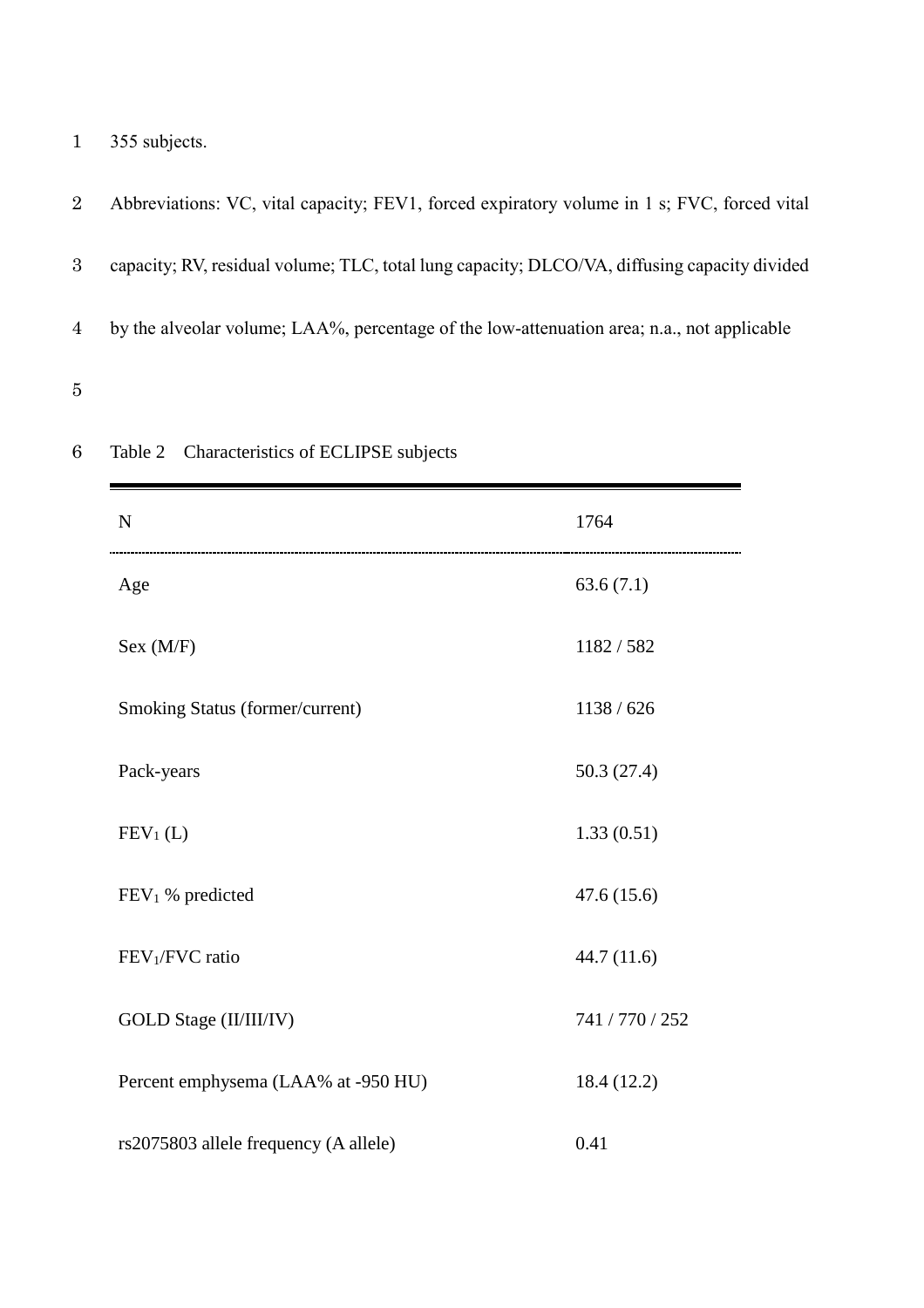355 subjects.

Abbreviations: VC, vital capacity; FEV1, forced expiratory volume in 1 s; FVC, forced vital capacity; RV, residual volume; TLC, total lung capacity; DLCO/VA, diffusing capacity divided by the alveolar volume; LAA%, percentage of the low-attenuation area; n.a., not applicable

Table 2 Characteristics of ECLIPSE subjects

| N | 1764 |
|---|---|
| Age | 63.6 (7.1) |
| Sex (M/F) | 1182 / 582 |
| Smoking Status (former/current) | 1138 / 626 |
| Pack-years | 50.3 (27.4) |
| $FEV_1$ (L) | 1.33 (0.51) |
| $FEV_1$ % predicted | 47.6 (15.6) |
| $FEV_1$/FVC ratio | 44.7 (11.6) |
| GOLD Stage (II/III/IV) | 741 / 770 / 252 |
| Percent emphysema (LAA% at -950 HU) | 18.4 (12.2) |
| rs2075803 allele frequency (A allele) | 0.41 |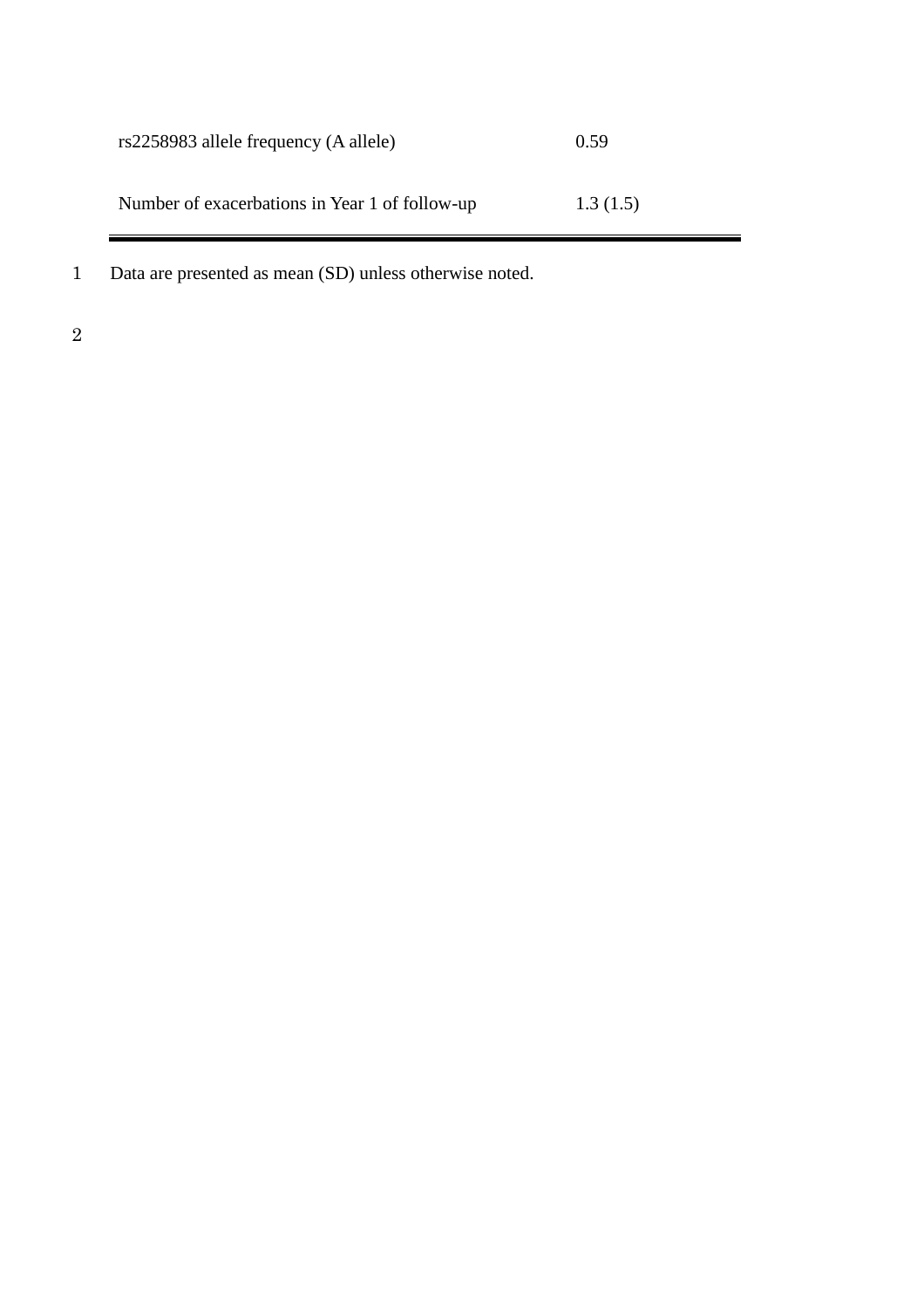| | |
|---|---|
| rs2258983 allele frequency (A allele) | 0.59 |
| Number of exacerbations in Year 1 of follow-up | 1.3 (1.5) |

Data are presented as mean (SD) unless otherwise noted.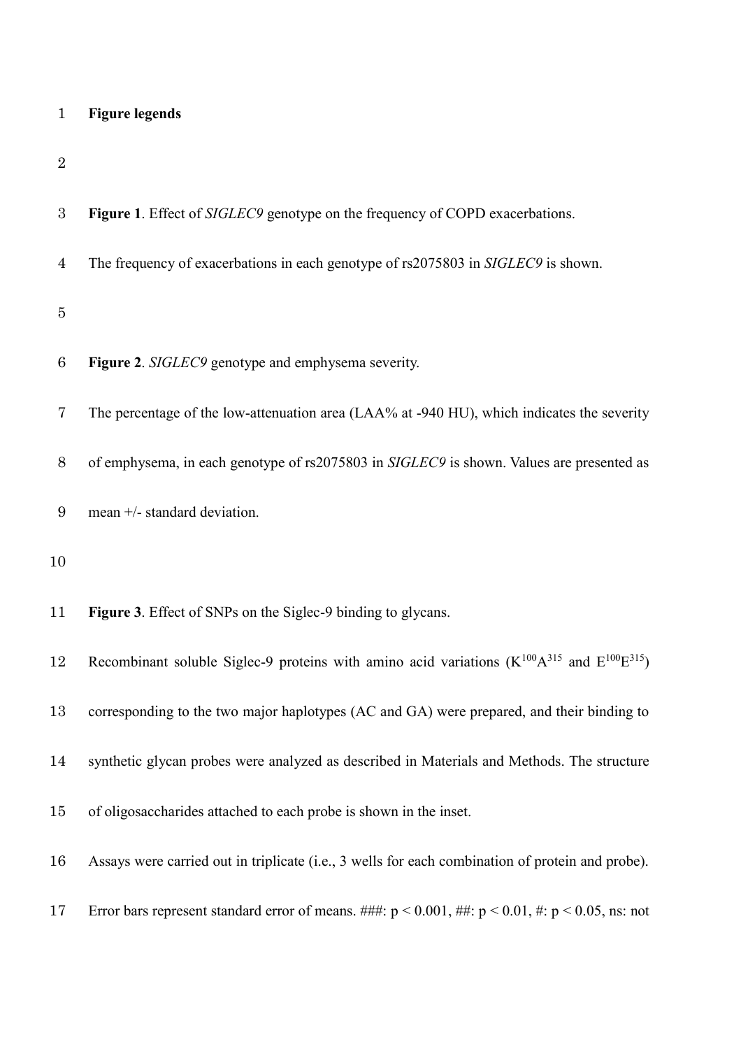**Figure legends**

**Figure 1**. Effect of *SIGLEC9* genotype on the frequency of COPD exacerbations.

The frequency of exacerbations in each genotype of rs2075803 in *SIGLEC9* is shown.

**Figure 2**. *SIGLEC9* genotype and emphysema severity.

The percentage of the low-attenuation area (LAA% at -940 HU), which indicates the severity of emphysema, in each genotype of rs2075803 in *SIGLEC9* is shown. Values are presented as mean +/- standard deviation.

**Figure 3**. Effect of SNPs on the Siglec-9 binding to glycans.

Recombinant soluble Siglec-9 proteins with amino acid variations ($K^{100}A^{315}$ and $E^{100}E^{315}$) corresponding to the two major haplotypes (AC and GA) were prepared, and their binding to synthetic glycan probes were analyzed as described in Materials and Methods. The structure of oligosaccharides attached to each probe is shown in the inset.

Assays were carried out in triplicate (i.e., 3 wells for each combination of protein and probe). Error bars represent standard error of means. ###: $p < 0.001$, ##: $p < 0.01$, #: $p < 0.05$, ns: not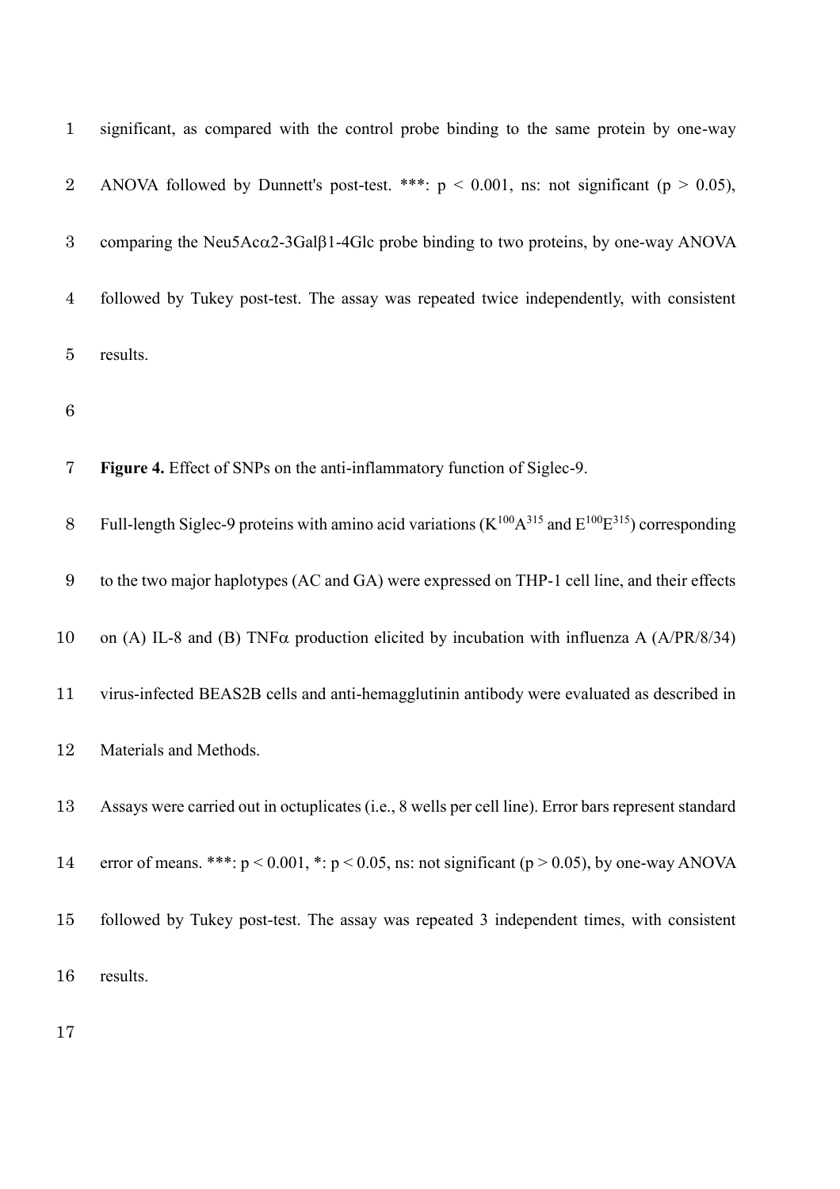significant, as compared with the control probe binding to the same protein by one-way ANOVA followed by Dunnett's post-test. ***: $p < 0.001$, ns: not significant ($p > 0.05$), comparing the Neu5Acα2-3Galβ1-4Glc probe binding to two proteins, by one-way ANOVA followed by Tukey post-test. The assay was repeated twice independently, with consistent results.

**Figure 4.** Effect of SNPs on the anti-inflammatory function of Siglec-9.

Full-length Siglec-9 proteins with amino acid variations ($K^{100}A^{315}$ and $E^{100}E^{315}$) corresponding to the two major haplotypes (AC and GA) were expressed on THP-1 cell line, and their effects on (A) IL-8 and (B) TNFα production elicited by incubation with influenza A (A/PR/8/34) virus-infected BEAS2B cells and anti-hemagglutinin antibody were evaluated as described in Materials and Methods.

Assays were carried out in octuplicates (i.e., 8 wells per cell line). Error bars represent standard error of means. ***: $p < 0.001$, *: $p < 0.05$, ns: not significant ($p > 0.05$), by one-way ANOVA followed by Tukey post-test. The assay was repeated 3 independent times, with consistent results.